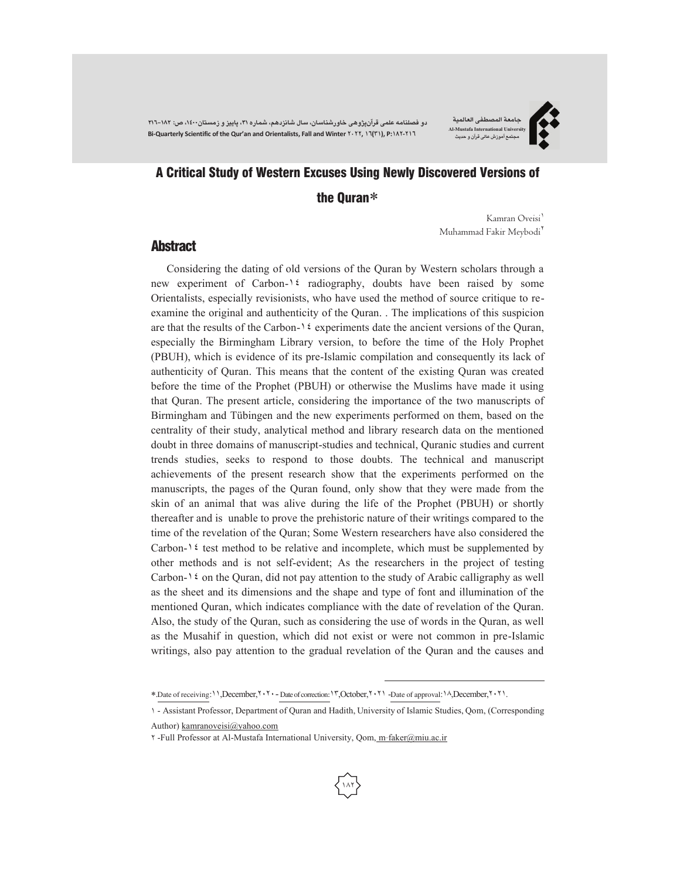# A Critical Study of Western Excuses Using Newly Discovered Versions of the Quran*

Kamran Oveisi[1]
Muhammad Fakir Meybodi[2]

## Abstract

Considering the dating of old versions of the Quran by Western scholars through a new experiment of Carbon-١٤ radiography, doubts have been raised by some Orientalists, especially revisionists, who have used the method of source critique to re-examine the original and authenticity of the Quran. . The implications of this suspicion are that the results of the Carbon-١٤ experiments date the ancient versions of the Quran, especially the Birmingham Library version, to before the time of the Holy Prophet (PBUH), which is evidence of its pre-Islamic compilation and consequently its lack of authenticity of Quran. This means that the content of the existing Quran was created before the time of the Prophet (PBUH) or otherwise the Muslims have made it using that Quran. The present article, considering the importance of the two manuscripts of Birmingham and Tübingen and the new experiments performed on them, based on the centrality of their study, analytical method and library research data on the mentioned doubt in three domains of manuscript-studies and technical, Quranic studies and current trends studies, seeks to respond to those doubts. The technical and manuscript achievements of the present research show that the experiments performed on the manuscripts, the pages of the Quran found, only show that they were made from the skin of an animal that was alive during the life of the Prophet (PBUH) or shortly thereafter and is unable to prove the prehistoric nature of their writings compared to the time of the revelation of the Quran; Some Western researchers have also considered the Carbon-١٤ test method to be relative and incomplete, which must be supplemented by other methods and is not self-evident; As the researchers in the project of testing Carbon-١٤ on the Quran, did not pay attention to the study of Arabic calligraphy as well as the sheet and its dimensions and the shape and type of font and illumination of the mentioned Quran, which indicates compliance with the date of revelation of the Quran. Also, the study of the Quran, such as considering the use of words in the Quran, as well as the Musahif in question, which did not exist or were not common in pre-Islamic writings, also pay attention to the gradual revelation of the Quran and the causes and

---

*.Date of receiving:١١,December,٢٠٢٠ - Date of correction:١٣,October,٢٠٢١ -Date of approval:١٨,December,٢٠٢١.

١ - Assistant Professor, Department of Quran and Hadith, University of Islamic Studies, Qom, (Corresponding Author) kamranoveisi@yahoo.com

٢ -Full Professor at Al-Mustafa International University, Qom, m-faker@miu.ac.ir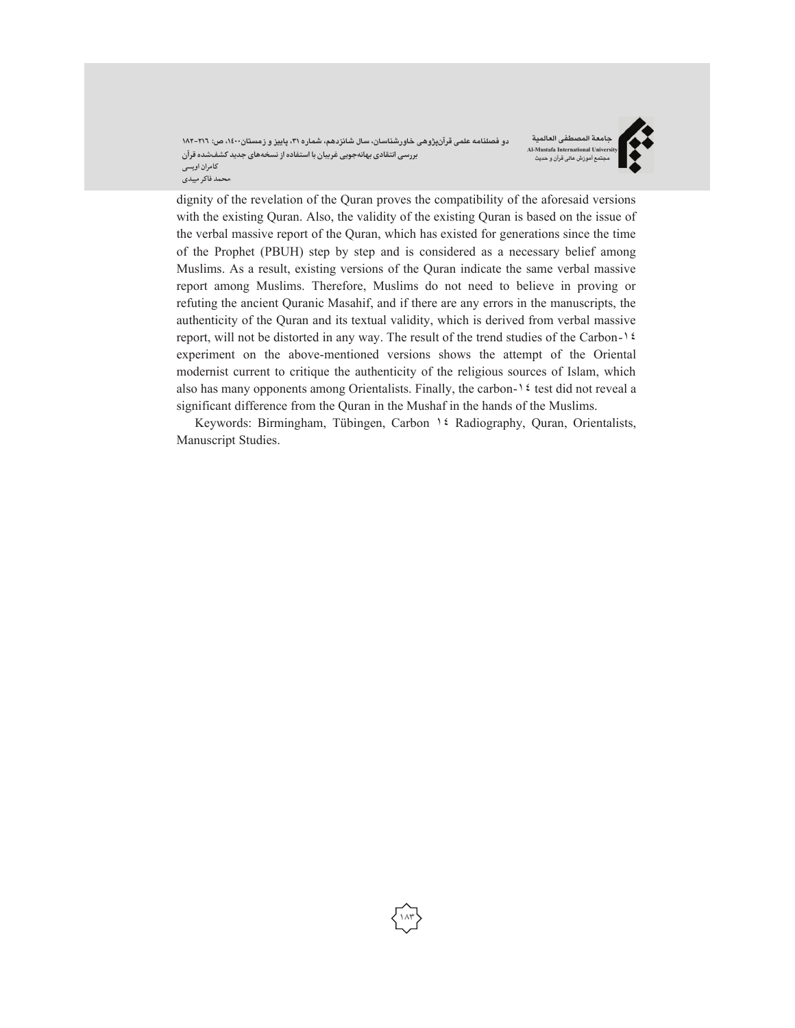dignity of the revelation of the Quran proves the compatibility of the aforesaid versions with the existing Quran. Also, the validity of the existing Quran is based on the issue of the verbal massive report of the Quran, which has existed for generations since the time of the Prophet (PBUH) step by step and is considered as a necessary belief among Muslims. As a result, existing versions of the Quran indicate the same verbal massive report among Muslims. Therefore, Muslims do not need to believe in proving or refuting the ancient Quranic Masahif, and if there are any errors in the manuscripts, the authenticity of the Quran and its textual validity, which is derived from verbal massive report, will not be distorted in any way. The result of the trend studies of the Carbon-١٤ experiment on the above-mentioned versions shows the attempt of the Oriental modernist current to critique the authenticity of the religious sources of Islam, which also has many opponents among Orientalists. Finally, the carbon-١٤ test did not reveal a significant difference from the Quran in the Mushaf in the hands of the Muslims.

Keywords: Birmingham, Tübingen, Carbon ١٤ Radiography, Quran, Orientalists, Manuscript Studies.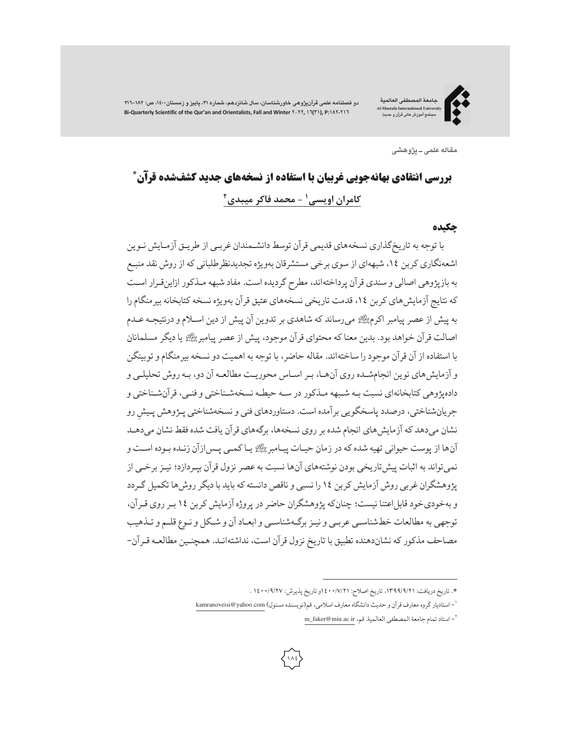مقاله علمی ـ پژوهشی

# بررسی انتقادی بهانه‌جویی غربیان با استفاده از نسخه‌های جدید کشف‌شده قرآن*

**کامران اویسی[1] – محمد فاکر میبدی[2]**

## چکیده

با توجه به تاریخ‌گذاری نسخه‌های قدیمی قرآن توسط دانشمندان غربی از طریق آزمایش نوین اشعه‌نگاری کربن ۱۴، شبهه‌ای از سوی برخی مستشرقان به‌ویژه تجدیدنظرطلبانی که از روش نقد منبع به بازپژوهی اصالی و سندی قرآن پرداخته‌اند، مطرح گردیده است. مفاد شبهه مذکور ازاین‌قرار است که نتایج آزمایش‌های کربن ۱۴، قدمت تاریخی نسخه‌های عتیق قرآن به‌ویژه نسخه کتابخانه بیرمنگام را به پیش از عصر پیامبر اکرمﷺ می‌رساند که شاهدی بر تدوین آن پیش از دین اسلام و درنتیجه عدم اصالت قرآن خواهد بود. بدین معنا که محتوای قرآن موجود، پیش از عصر پیامبرﷺ یا دیگر مسلمانان با استفاده از آن قرآن موجود را ساخته‌اند. مقاله حاضر، با توجه به اهمیت دو نسخه بیرمنگام و توبینگن و آزمایش‌های نوین انجام‌شده روی آن‌ها، بر اساس محوریت مطالعه آن دو، به روش تحلیلی و داده‌پژوهی کتابخانه‌ای نسبت به شبهه مذکور در سه حیطه نسخه‌شناختی و فنی، قرآن‌شناختی و جریان‌شناختی، درصدد پاسخگویی برآمده است. دستاوردهای فنی و نسخه‌شناختی پژوهش پیشِ رو نشان می‌دهد که آزمایش‌های انجام شده بر روی نسخه‌ها، برگه‌های قرآن یافت شده فقط نشان می‌دهد آن‌ها از پوست حیوانی تهیه شده که در زمان حیات پیامبرﷺ یا کمی پس‌ازآن زنده بوده است و نمی‌تواند به اثبات پیش‌تاریخی بودن نوشته‌های آن‌ها نسبت به عصر نزول قرآن بپردازد؛ نیز برخی از پژوهشگران غربی روش آزمایش کربن ۱۴ را نسبی و ناقص دانسته که باید با دیگر روش‌ها تکمیل گردد و به‌خودی‌خود قابل‌اعتنا نیست؛ چنان‌که پژوهشگران حاضر در پروژه آزمایش کربن ۱۴ بر روی قرآن، توجهی به مطالعات خط‌شناسی عربی و نیز برگه‌شناسی و ابعاد آن و شکل و نوع قلم و تذهیب مصاحف مذکور که نشان‌دهنده تطبیق با تاریخ نزول قرآن است، نداشته‌اند. همچنین مطالعه قرآن–

---

*. تاریخ دریافت: ۱۳۹۹/۹/۲۱، تاریخ اصلاح: ۱۴۰۰/۷/۲۱و تاریخ پذیرش: ۱۴۰۰/۹/۲۷ .

[1] - استادیار گروه معارف قرآن و حدیث دانشگاه معارف اسلامی، قم(نویسنده مسئول) kamranoveisi@yahoo.com

[2] - استاد تمام جامعة المصطفی العالمیة. قم، m_faker@miu.ac.ir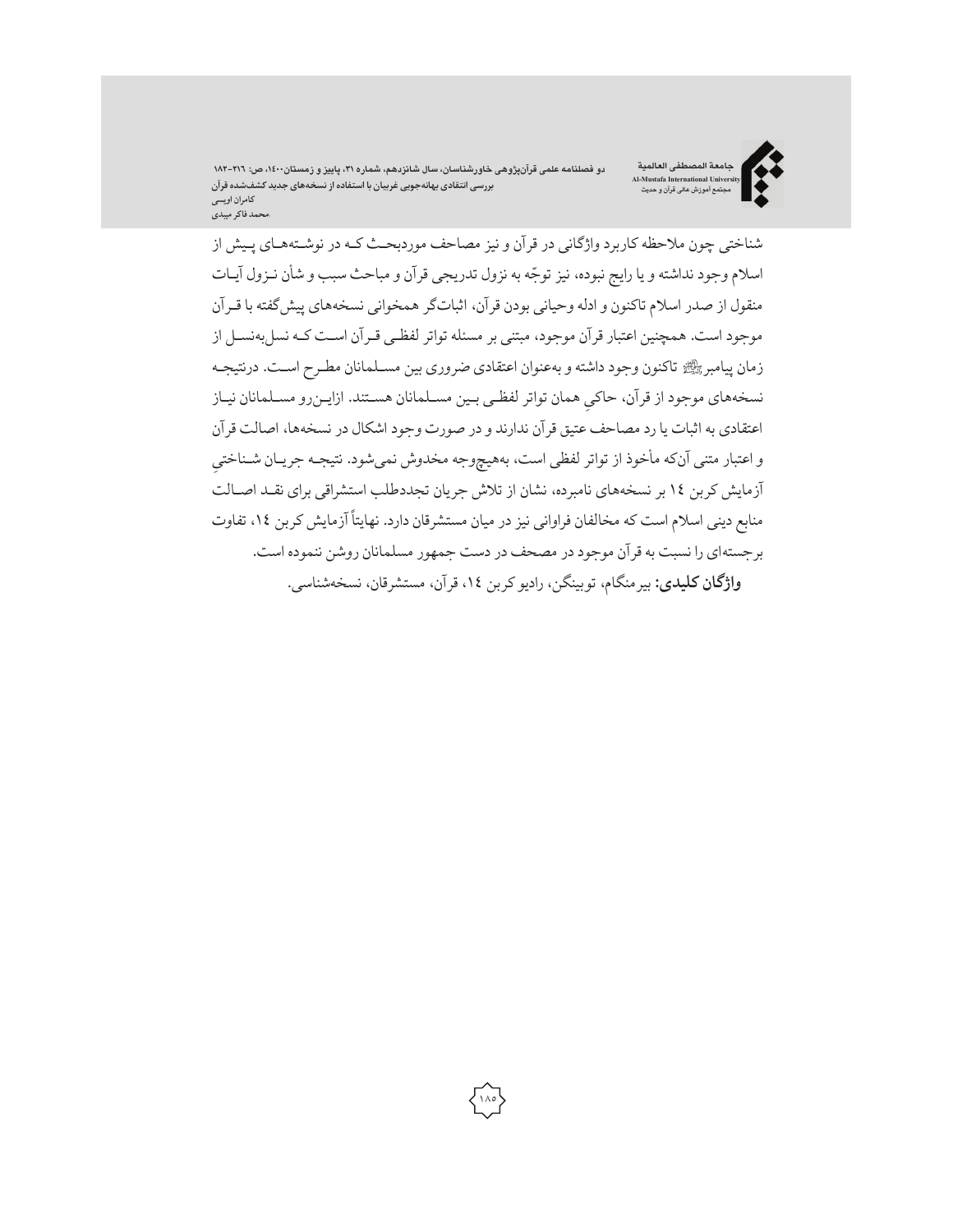شناختی چون ملاحظه کاربرد واژگانی در قرآن و نیز مصاحف موردبحث که در نوشته‌های پیش از اسلام وجود نداشته و یا رایج نبوده، نیز توجّه به نزول تدریجی قرآن و مباحث سبب و شأن نزول آیات منقول از صدر اسلام تاکنون و ادله وحیانی بودن قرآن، اثبات‌گر همخوانی نسخه‌های پیش‌گفته با قرآن موجود است. همچنین اعتبار قرآن موجود، مبتنی بر مسئله تواتر لفظی قرآن است که نسل‌به‌نسل از زمان پیامبرﷺ تاکنون وجود داشته و به‌عنوان اعتقادی ضروری بین مسلمانان مطرح است. درنتیجه نسخه‌های موجود از قرآن، حاکیِ همان تواتر لفظی بین مسلمانان هستند. ازاین‌رو مسلمانان نیاز اعتقادی به اثبات یا رد مصاحف عتیق قرآن ندارند و در صورت وجود اشکال در نسخه‌ها، اصالت قرآن و اعتبار متنی آن‌که مأخوذ از تواتر لفظی است، به‌هیچ‌وجه مخدوش نمی‌شود. نتیجه جریان شناختیِ آزمایش کربن ١٤ بر نسخه‌های نامبرده، نشان از تلاش جریان تجددطلب استشراقی برای نقد اصالت منابع دینی اسلام است که مخالفان فراوانی نیز در میان مستشرقان دارد. نهایتاً آزمایش کربن ١٤، تفاوت برجسته‌ای را نسبت به قرآن موجود در مصحف در دست جمهور مسلمانان روشن ننموده است.

**واژگان کلیدی:** بیرمنگام، توبینگن، رادیو کربن ١٤، قرآن، مستشرقان، نسخه‌شناسی.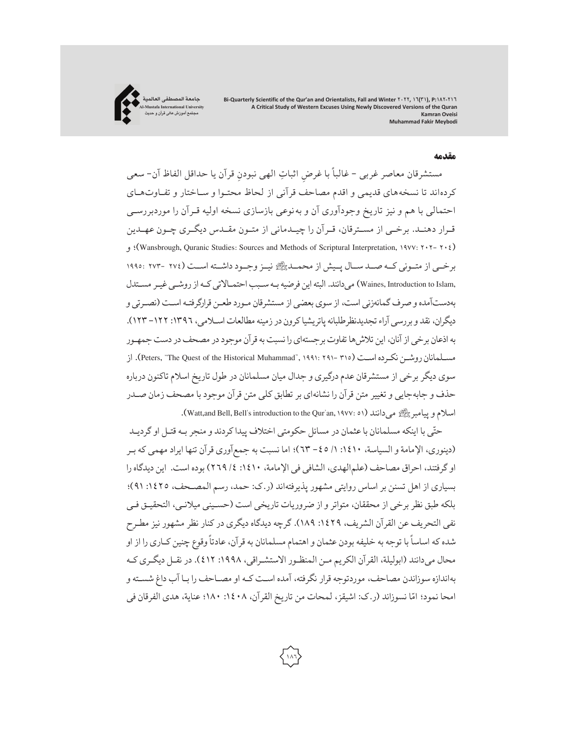## مقدمه

مستشرقان معاصر غربی - غالباً با غرضِ اثباتِ الهی نبودنِ قرآن یا حداقل الفاظ آن- سعی کرده‌اند تا نسخه‌های قدیمی و اقدم مصاحف قرآنی از لحاظ محتوا و ساختار و تفاوت‌های احتمالی با هم و نیز تاریخ وجودآوری آن و به‌نوعی بازسازی نسخه اولیه قرآن را موردبررسی قرار دهند. برخی از مسترقان، قرآن را چیدمانی از متون مقدس دیگری چون عهدین (Wansbrough, Quranic Studies: Sources and Methods of Scriptural Interpretation, ۱۹۷۷: ۲۰۲- ۲۰٤)؛ و برخی از متونی که صد سال پیش از محمدﷺ نیز وجود داشته است (۲۷٤ -۲۷۳ :۱۹۹۵ ,Waines, Introduction to Islam) می‌دانند. البته این فرضیه به سبب احتمالاتی که از روشی غیر مستدل به‌دست‌آمده و صرف گمانه‌زنی است، از سوی بعضی از مستشرقان مورد طعن قرارگرفته است (نصرتی و دیگران، نقد و بررسی آراء تجدیدنظرطلبانه پاتریشیا کرون در زمینه مطالعات اسلامی، ۱۳۹٦: ۱۲۲- ۱۲۳). به اذعان برخی از آنان، این تلاش‌ها تفاوت برجسته‌ای را نسبت به قرآن موجود در مصحف در دست جمهور مسلمانان روشن نکرده است (Peters, "The Quest of the Historical Muhammad", ۱۹۹۱: ۲۹۱- ۳۱۵). از سوی دیگر برخی از مستشرقان عدم درگیری و جدال میان مسلمانان در طول تاریخ اسلام تاکنون درباره حذف و جابه‌جایی و تغییر متن قرآن را نشانه‌ای بر تطابق کلی متن قرآن موجود با مصحف زمان صدر اسلام و پیامبرﷺ می‌دانند (Watt,and Bell, Bell's introduction to the Qur'an, ۱۹۷۷: ٥۱).

حتّی با اینکه مسلمانان با عثمان در مسائل حکومتی اختلاف پیدا کردند و منجر به قتل او گردید (دینوری، الإمامة و السیاسة، ۱٤۱۰: ۱/ ٤٥- ٦۳)؛ اما نسبت به جمع‌آوری قرآن تنها ایراد مهمی که بر او گرفتند، احراق مصاحف (علم‌الهدی، الشافی فی الإمامة، ۱٤۱۰: ٤/ ۲٦۹) بوده است. این دیدگاه را بسیاری از اهل تسنن بر اساس روایتی مشهور پذیرفته‌اند (ر.ک: حمد، رسم المصحف، ۱٤۲٥: ۹۱)؛ بلکه طبق نظر برخی از محققان، متواتر و از ضروریات تاریخی است (حسینی میلانی، التحقیق فی نفی التحریف عن القرآن الشریف، ۱٤۲۹: ۱۸۹). گرچه دیدگاه دیگری در کنار نظر مشهور نیز مطرح شده که اساساً با توجه به خلیفه بودن عثمان و اهتمام مسلمانان به قرآن، عادتاً وقوع چنین کاری را از او محال می‌دانند (ابولیلة، القرآن الکریم من المنظور الاستشراقی، ۱۹۹۸: ٤۱۲). در نقل دیگری که به‌اندازه سوزاندن مصاحف، موردتوجه قرار نگرفته، آمده است که او مصاحف را با آب داغ شسته و امحا نمود؛ امّا نسوزاند (ر.ک: اشیقز، لمحات من تاریخ القرآن، ۱٤۰۸: ۱۸۰؛ عنایة، هدی الفرقان فی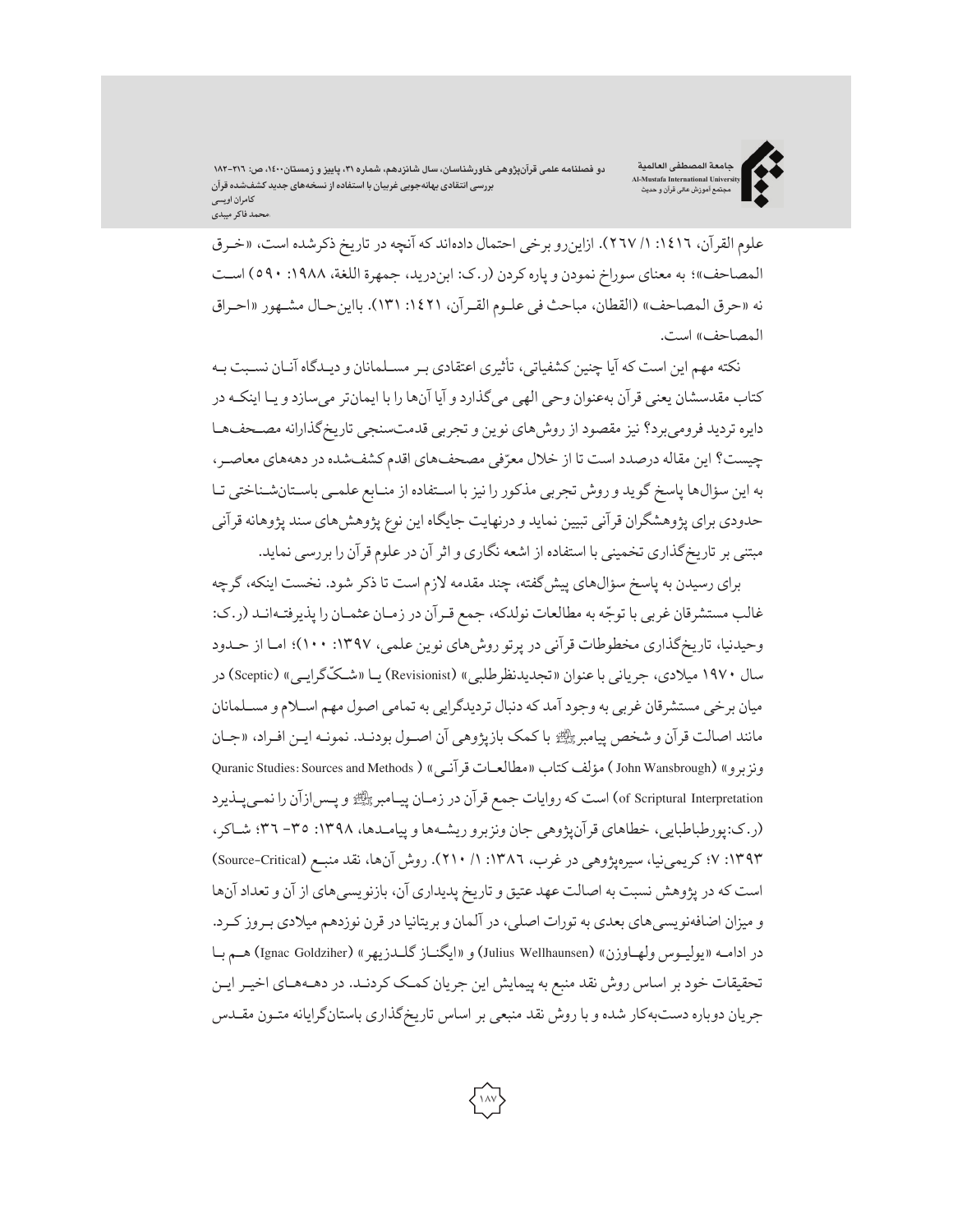علوم القرآن، ١٤١٦: ١/ ٢٦٧). ازاین‌رو برخی احتمال داده‌اند که آنچه در تاریخ ذکرشده است، «خرق المصاحف»؛ به معنای سوراخ نمودن و پاره کردن (ر.ک: ابن‌درید، جمهرة اللغة، ١٩٨٨: ٥٩٠) است نه «حرق المصاحف» (القطان، مباحث فی علوم القرآن، ١٤٢١: ١٣١). بااین‌حال مشهور «احراق المصاحف» است.

نکته مهم این است که آیا چنین کشفیاتی، تأثیری اعتقادی بر مسلمانان و دیدگاه آنان نسبت به کتاب مقدسشان یعنی قرآن به‌عنوان وحی الهی می‌گذارد و آیا آن‌ها را با ایمان‌تر می‌سازد و یا اینکه در دایره تردید فرومی‌برد؟ نیز مقصود از روش‌های نوین و تجربی قدمت‌سنجی تاریخ‌گذارانه مصحف‌ها چیست؟ این مقاله درصدد است تا از خلال معرّفی مصحف‌های اقدم کشف‌شده در دهه‌های معاصر، به این سؤال‌ها پاسخ گوید و روش تجربی مذکور را نیز با استفاده از منابع علمی باستان‌شناختی تا حدودی برای پژوهشگران قرآنی تبیین نماید و درنهایت جایگاه این نوع پژوهش‌های سند پژوهانه قرآنی مبتنی بر تاریخ‌گذاری تخمینی با استفاده از اشعه نگاری و اثر آن در علوم قرآن را بررسی نماید.

برای رسیدن به پاسخ سؤال‌های پیش‌گفته، چند مقدمه لازم است تا ذکر شود. نخست اینکه، گرچه غالب مستشرقان غربی با توجّه به مطالعات نولدکه، جمع قرآن در زمان عثمان را پذیرفته‌اند (ر.ک: وحیدنیا، تاریخ‌گذاری مخطوطات قرآنی در پرتو روش‌های نوین علمی، ١٣٩٧: ١٠٠)؛ اما از حدود سال ١٩٧٠ میلادی، جریانی با عنوان «تجدیدنظرطلبی» (Revisionist) یا «شکّ‌گرایی» (Sceptic) در میان برخی مستشرقان غربی به وجود آمد که دنبال تردیدگرایی به تمامی اصول مهم اسلام و مسلمانان مانند اصالت قرآن و شخص پیامبرﷺ با کمک بازپژوهی آن اصول بودند. نمونه این افراد، «جان ونزبرو» (John Wansbrough) مؤلف کتاب «مطالعات قرآنی» (Quranic Studies: Sources and Methods of Scriptural Interpretation) است که روایات جمع قرآن در زمان پیامبرﷺ و پس‌ازآن را نمی‌پذیرد (ر.ک:پورطباطبایی، خطاهای قرآن‌پژوهی جان ونزبرو ریشه‌ها و پیامدها، ١٣٩٨: ٣٥- ٣٦؛ شاکر، ١٣٩٣: ٧؛ کریمی‌نیا، سیره‌پژوهی در غرب، ١٣٨٦: ١/ ٢١٠). روش آن‌ها، نقد منبع (Source-Critical) است که در پژوهش نسبت به اصالت عهد عتیق و تاریخ پدیداری آن، بازنویسی‌های از آن و تعداد آن‌ها و میزان اضافه‌نویسی‌های بعدی به تورات اصلی، در آلمان و بریتانیا در قرن نوزدهم میلادی بروز کرد. در ادامه «یولیوس ولهاوزن» (Julius Wellhaunsen) و «ایگناز گلدزیهر» (Ignac Goldziher) هم با تحقیقات خود بر اساس روش نقد منبع به پیمایش این جریان کمک کردند. در دهه‌های اخیر این جریان دوباره دست‌به‌کار شده و با روش نقد منبعی بر اساس تاریخ‌گذاری باستان‌گرایانه متون مقدس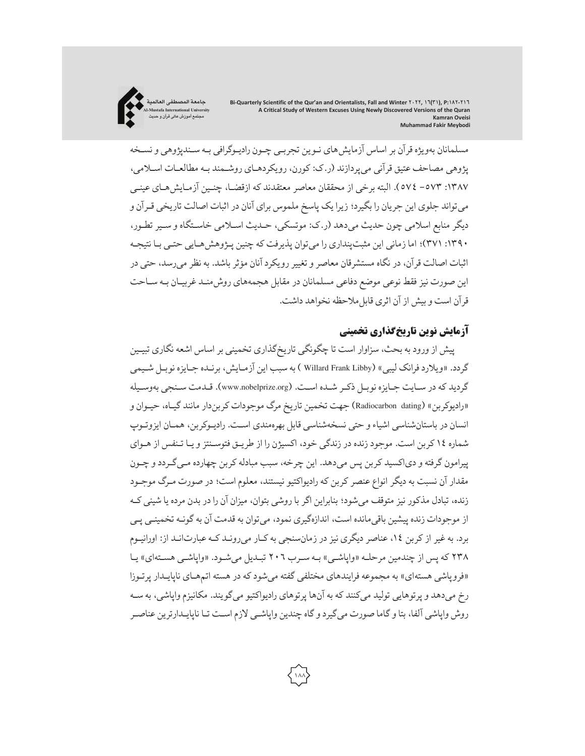مسلمانان به‌ویژه قرآن بر اساس آزمایش‌های نـوین تجربـی چـون رادیـوگرافی بـه سـندپژوهی و نسـخه پژوهی مصاحف عتیق قرآنی می‌پردازند (ر.ک: کورن، رویکردهـای روشـمند بـه مطالعـات اسـلامی، ۱۳۸۷: ۵۷۳- ٥٧٤). البته برخی از محققان معاصر معتقدند که ازقضـا، چنـین آزمـایش‌هـای عینـی می‌تواند جلوی این جریان را بگیرد؛ زیرا یک پاسخ ملموس برای آنان در اثبات اصالت تاریخی قـرآن و دیگر منابع اسلامی چون حدیث می‌دهد (ر.ک: موتسکی، حـدیث اسـلامی خاسـتگاه و سـیر تطـور، ۱۳۹۰: ۳۷۱)؛ اما زمانی این مثبت‌پنداری را می‌توان پذیرفت که چنین پـژوهش‌هـایی حتـی بـا نتیجـه اثبات اصالت قرآن، در نگاه مستشرقان معاصر و تغییر رویکرد آنان مؤثر باشد. به نظر می‌رسد، حتی در این صورت نیز فقط نوعی موضع دفاعی مسلمانان در مقابل هجمه‌های روش‌منـد غربیـان بـه سـاحت قرآن است و بیش از آن اثری قابل‌ملاحظه نخواهد داشت.

## آزمایش نوین تاریخ‌گذاری تخمینی

پیش از ورود به بحث، سزاوار است تا چگونگی تاریخ‌گذاری تخمینی بر اساس اشعه نگاری تبیـین گردد. «ویلارد فرانک لیبی» (Willard Frank Libby ) به سبب این آزمـایش، برنـده جـایزه نوبـل شـیمی گردید که در سـایت جـایزه نوبـل ذکـر شـده اسـت. (www.nobelprize.org). قـدمت سـنجی به‌وسـیله «رادیوکربن» (Radiocarbon dating) جهت تخمین تاریخ مرگ موجودات کربن‌دار مانند گیـاه، حیـوان و انسان در باستان‌شناسی اشیاء و حتی نسخه‌شناسی قابل بهره‌مندی اسـت. رادیـوکربن، همـان ایزوتـوپ شماره ١٤ کربن است. موجود زنده در زندگی خود، اکسیژن را از طریـق فتوسـنتز و یـا تـنفس از هـوای پیرامون گرفته و دی‌اکسید کربن پس می‌دهد. این چرخه، سبب مبادله کربن چهارده مـی‌گـردد و چـون مقدار آن نسبت به دیگر انواع عنصر کربن که رادیواکتیو نیستند، معلوم است؛ در صورت مـرگ موجـود زنده، تبادل مذکور نیز متوقف می‌شود؛ بنابراین اگر با روشی بتوان، میزان آن را در بدن مرده یا شیئی کـه از موجودات زنده پیشین باقی‌مانده است، اندازه‌گیری نمود، می‌توان به قدمت آن به گونـه تخمینـی پـی برد. به غیر از کربن ١٤، عناصر دیگری نیز در زمان‌سنجی به کـار می‌رونـد کـه عبارت‌انـد از: اورانیـوم ۲۳۸ که پس از چندمین مرحلـه «واپاشـی» بـه سـرب ۲۰٦ تبـدیل می‌شـود. «واپاشـی هسـته‌ای» یـا «فروپاشی هسته‌ای» به مجموعه فرایندهای مختلفی گفته می‌شود که در هسته اتم‌هـای ناپایـدار پرتـوزا رخ می‌دهد و پرتوهایی تولید می‌کنند که به آن‌ها پرتوهای رادیواکتیو می‌گویند. مکانیزم واپاشی، به سـه روش واپاشی آلفا، بتا و گاما صورت می‌گیرد و گاه چندین واپاشـی لازم اسـت تـا ناپایـدارترین عناصـر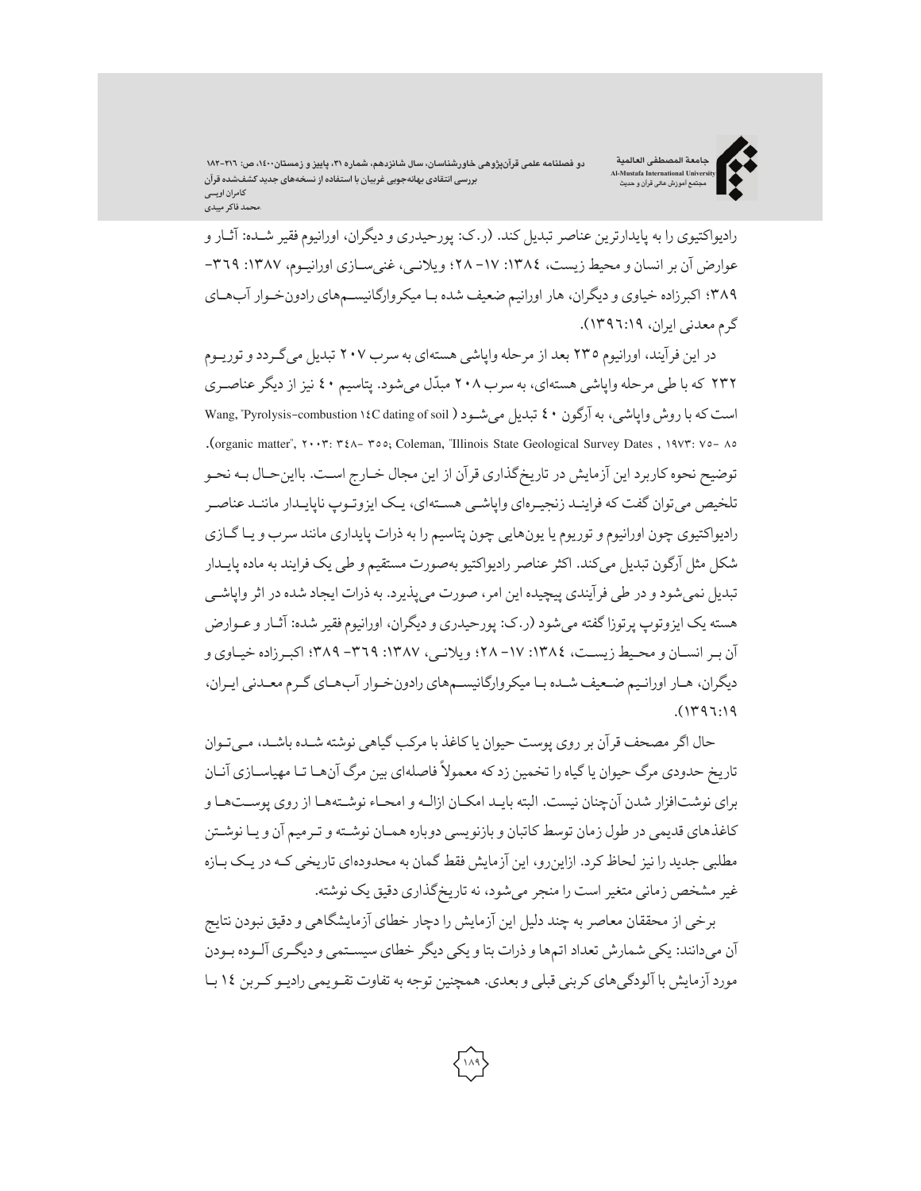رادیواکتیوی را به پایدارترین عناصر تبدیل کند. (ر.ک: پورحیدری و دیگران، اورانیوم فقیر شـده: آثـار و عوارض آن بر انسان و محیط زیست، ۱۳۸٤: ۱۷- ۲۸؛ ویلانـی، غنی‌سـازی اورانیـوم، ۱۳۸۷: ۳٦۹- ۳۸۹؛ اکبرزاده خیاوی و دیگران، هار اورانیم ضعیف شده بـا میکروارگانیسـم‌های رادون‌خـوار آب‌هـای گرم معدنی ایران، ۱۳۹٦:۱۹).

در این فرآیند، اورانیوم ۲۳۵ بعد از مرحله واپاشی هسته‌ای به سرب ۲۰۷ تبدیل می‌گـردد و توریـوم ۲۳۲ که با طی مرحله واپاشی هسته‌ای، به سرب ۲۰۸ مبدّل می‌شود. پتاسیم ٤۰ نیز از دیگر عناصـری است که با روش واپاشی، به آرگون ٤۰ تبدیل می‌شـود (Wang, "Pyrolysis-combustion ۱٤C dating of soil organic matter", ۲۰۰۳: ۳٤۸- ۳۵۵; Coleman, "Illinois State Geological Survey Dates , ۱۹۷۳: ۷۵- ۸۵). توضیح نحوه کاربرد این آزمایش در تاریخ‌گذاری قرآن از این مجال خـارج اسـت. بااین‌حـال بـه نحـو تلخیص می‌توان گفت که فراینـد زنجیـره‌ای واپاشـی هسـته‌ای، یـک ایزوتـوپ ناپایـدار ماننـد عناصـر رادیواکتیوی چون اورانیوم و توریوم یا یون‌هایی چون پتاسیم را به ذرات پایداری مانند سرب و یـا گـازی شکل مثل آرگون تبدیل می‌کند. اکثر عناصر رادیواکتیو به‌صورت مستقیم و طی یک فرایند به ماده پایـدار تبدیل نمی‌شود و در طی فرآیندی پیچیده این امر، صورت می‌پذیرد. به ذرات ایجاد شده در اثر واپاشـی هسته یک ایزوتوپ پرتوزا گفته می‌شود (ر.ک: پورحیدری و دیگران، اورانیوم فقیر شده: آثـار و عـوارض آن بـر انسـان و محـیط زیسـت، ۱۳۸٤: ۱۷- ۲۸؛ ویلانـی، ۱۳۸۷: ۳٦۹- ۳۸۹؛ اکبـرزاده خیـاوی و دیگران، هـار اورانـیم ضـعیف شـده بـا میکروارگانیسـم‌های رادون‌خـوار آب‌هـای گـرم معـدنی ایـران، ۱۳۹٦:۱۹).

حال اگر مصحف قرآن بر روی پوست حیوان یا کاغذ با مرکب گیاهی نوشته شـده باشـد، مـی‌تـوان تاریخ حدودی مرگ حیوان یا گیاه را تخمین زد که معمولاً فاصله‌ای بین مرگ آن‌هـا تـا مهیاسـازی آنـان برای نوشت‌افزار شدن آن‌چنان نیست. البته بایـد امکـان ازالـه و امحـاء نوشـته‌هـا از روی پوسـت‌هـا و کاغذهای قدیمی در طول زمان توسط کاتبان و بازنویسی دوباره همـان نوشـته و تـرمیم آن و یـا نوشـتن مطلبی جدید را نیز لحاظ کرد. ازاین‌رو، این آزمایش فقط گمان به محدوده‌ای تاریخی کـه در یـک بـازه غیر مشخص زمانی متغیر است را منجر می‌شود، نه تاریخ‌گذاری دقیق یک نوشته.

برخی از محققان معاصر به چند دلیل این آزمایش را دچار خطای آزمایشگاهی و دقیق نبودن نتایج آن می‌دانند: یکی شمارش تعداد اتم‌ها و ذرات بتا و یکی دیگر خطای سیسـتمی و دیگـری آلـوده بـودن مورد آزمایش با آلودگی‌های کربنی قبلی و بعدی. همچنین توجه به تفاوت تقـویمی رادیـو کـربن ۱٤ بـا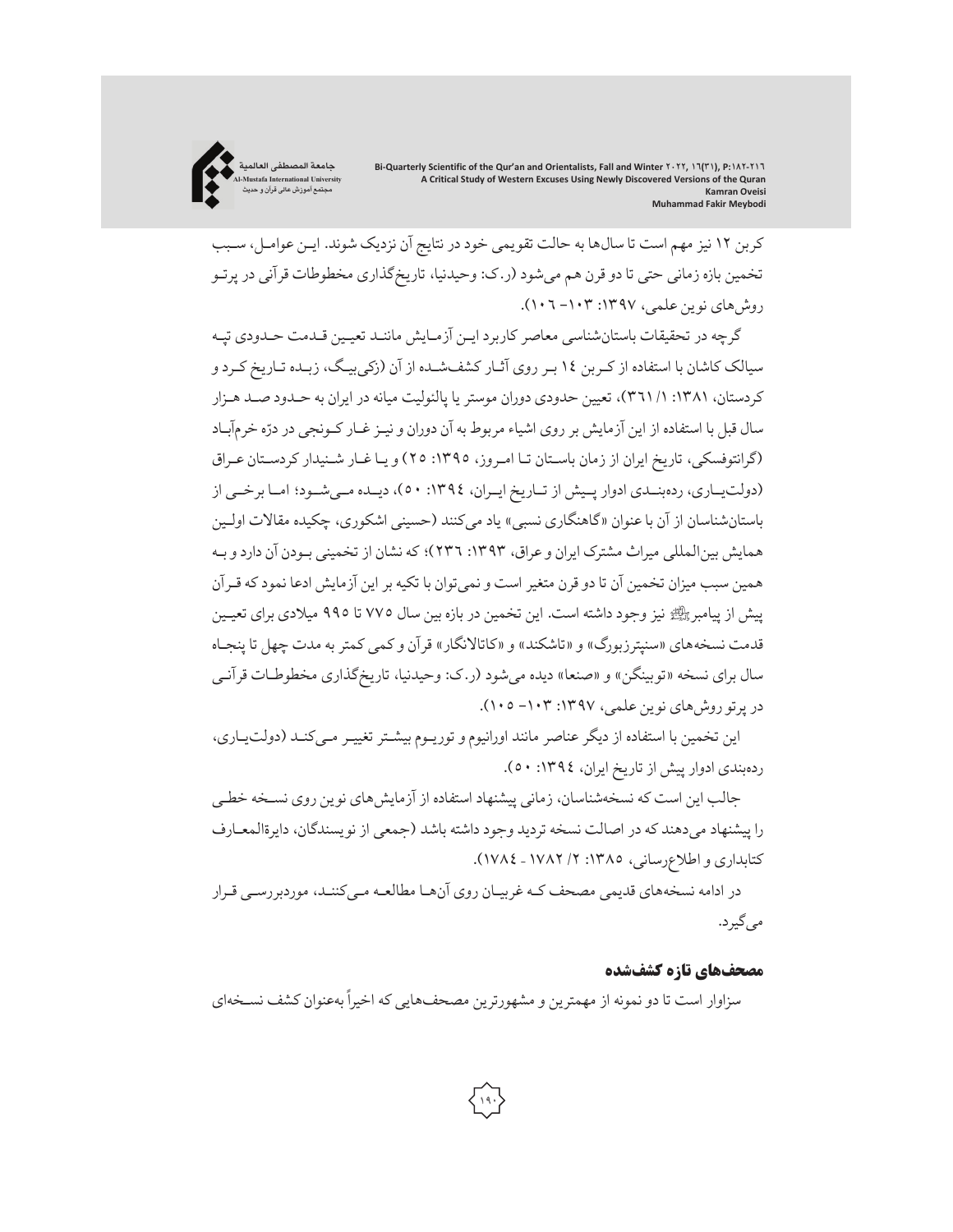کربن ۱۲ نیز مهم است تا سال‌ها به حالت تقویمی خود در نتایج آن نزدیک شوند. این عوامل، سبب تخمین بازه زمانی حتی تا دو قرن هم می‌شود (ر.ک: وحیدنیا، تاریخ‌گذاری مخطوطات قرآنی در پرتو روش‌های نوین علمی، ۱۳۹۷: ۱۰۳- ۱۰۶).

گرچه در تحقیقات باستان‌شناسی معاصر کاربرد این آزمایش مانند تعیین قدمت حدودی تپه سیالک کاشان با استفاده از کربن ۱٤ بر روی آثار کشف‌شده از آن (زکی‌بیگ، زبده تاریخ کرد و کردستان، ۱۳۸۱: ۱/ ۳٦۱)، تعیین حدودی دوران موستر یا پالئولیت میانه در ایران به حدود صد هزار سال قبل با استفاده از این آزمایش بر روی اشیاء مربوط به آن دوران و نیز غار کونجی در درّه خرم‌آباد (گرانتوفسکی، تاریخ ایران از زمان باستان تا امروز، ۱۳۹۵: ۲۵) و یا غار شنیدار کردستان عراق (دولت‌یاری، رده‌بندی ادوار پیش از تاریخ ایران، ۱۳۹٤: ٥۰)، دیده می‌شود؛ اما برخی از باستان‌شناسان از آن با عنوان «گاهنگاری نسبی» یاد می‌کنند (حسینی اشکوری، چکیده مقالات اولین همایش بین‌المللی میراث مشترک ایران و عراق، ۱۳۹۳: ۲۳٦)؛ که نشان از تخمینی بودن آن دارد و به همین سبب میزان تخمین آن تا دو قرن متغیر است و نمی‌توان با تکیه بر این آزمایش ادعا نمود که قرآن پیش از پیامبرﷺ نیز وجود داشته است. این تخمین در بازه بین سال ۷۷٥ تا ۹۹٥ میلادی برای تعیین قدمت نسخه‌های «سنپترزبورگ» و «تاشکند» و «کاتالانگار» قرآن و کمی کمتر به مدت چهل تا پنجاه سال برای نسخه «توبینگن» و «صنعا» دیده می‌شود (ر.ک: وحیدنیا، تاریخ‌گذاری مخطوطات قرآنی در پرتو روش‌های نوین علمی، ۱۳۹۷: ۱۰۳- ۱۰٥).

این تخمین با استفاده از دیگر عناصر مانند اورانیوم و توریوم بیشتر تغییر می‌کند (دولت‌یاری، رده‌بندی ادوار پیش از تاریخ ایران، ۱۳۹٤: ٥۰).

جالب این است که نسخه‌شناسان، زمانی پیشنهاد استفاده از آزمایش‌های نوین روی نسخه خطی را پیشنهاد می‌دهند که در اصالت نسخه تردید وجود داشته باشد (جمعی از نویسندگان، دایرةالمعارف کتابداری و اطلاع‌رسانی، ۱۳۸٥: ۲/ ۱۷۸۲ - ۱۷۸٤).

در ادامه نسخه‌های قدیمی مصحف که غربیان روی آن‌ها مطالعه می‌کنند، موردبررسی قرار می‌گیرد.

## مصحف‌های تازه کشف‌شده

سزاوار است تا دو نمونه از مهمترین و مشهورترین مصحف‌هایی که اخیراً به‌عنوان کشف نسخه‌ای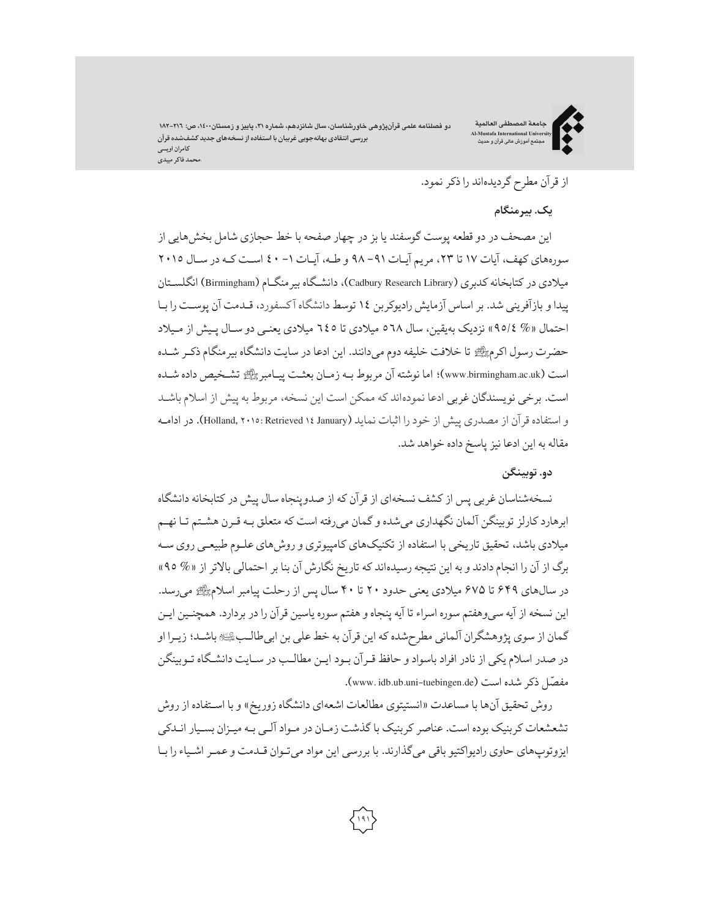از قرآن مطرح گردیده‌اند را ذکر نمود.

### یک. بیرمنگام

این مصحف در دو قطعه پوست گوسفند یا بز در چهار صفحه با خط حجازی شامل بخش‌هایی از سوره‌های کهف، آیات ۱۷ تا ۲۳، مریم آیـات ۹۱- ۹۸ و طـه، آیـات ۱- ٤٠ اسـت کـه در سـال ۲۰۱٥ میلادی در کتابخانه کدبری (Cadbury Research Library)، دانشگاه بیرمنگـام (Birmingham) انگلسـتان پیدا و بازآفرینی شد. بر اساس آزمایش رادیوکربن ١٤ توسط دانشگاه آکسفورد، قـدمت آن پوسـت را بـا احتمال «٪ ٩٥/٤» نزدیک به‌یقین، سال ٥٦٨ میلادی تا ٦٤٥ میلادی یعنـی دو سـال پـیش از مـیلاد حضرت رسول اکرمﷺ تا خلافت خلیفه دوم می‌دانند. این ادعا در سایت دانشگاه بیرمنگام ذکـر شـده است (www.birmingham.ac.uk)؛ اما نوشته آن مربوط بـه زمـان بعثـت پیـامبرﷺ تشـخیص داده شـده است. برخی نویسندگان غربی ادعا نموده‌اند که ممکن است این نسخه، مربوط به پیش از اسلام باشـد و استفاده قرآن از مصدری پیش از خود را اثبات نماید (Holland, ۲۰۱٥: Retrieved ١٤ January). در ادامـه مقاله به این ادعا نیز پاسخ داده خواهد شد.

### دو. توبینگن

نسخه‌شناسان غربی پس از کشف نسخه‌ای از قرآن که از صدوپنجاه سال پیش در کتابخانه دانشگاه ابرهارد کارلز توبینگن آلمان نگهداری می‌شده و گمان می‌رفته است که متعلق بـه قـرن هشـتم تـا نهـم میلادی باشد، تحقیق تاریخی با استفاده از تکنیک‌های کامپیوتری و روش‌های علـوم طبیعـی روی سـه برگ از آن را انجام دادند و به این نتیجه رسیده‌اند که تاریخ نگارش آن بنا بر احتمالی بالاتر از «٪ ۹۵» در سال‌های ۶۴۹ تا ۶۷۵ میلادی یعنی حدود ۲۰ تا ۴۰ سال پس از رحلت پیامبر اسلامﷺ می‌رسد. این نسخه از آیه سی‌وهفتم سوره اسراء تا آیه پنجاه و هفتم سوره یاسین قرآن را در بردارد. همچنـین ایـن گمان از سوی پژوهشگران آلمانی مطرح‌شده که این قرآن به خط علی بن ابی‌طالـبؑ باشـد؛ زیـرا او در صدر اسلام یکی از نادر افراد باسواد و حافظ قـرآن بـود ایـن مطالـب در سـایت دانشـگاه تـوبینگن مفصّل ذکر شده است (www. idb.ub.uni-tuebingen.de).

روش تحقیق آن‌ها با مساعدت «انستیتوی مطالعات اشعه‌ای دانشگاه زوریخ» و با اسـتفاده از روش تشعشعات کربنیک بوده است. عناصر کربنیک با گذشت زمـان در مـواد آلـی بـه میـزان بسـیار انـدکی ایزوتوپ‌های حاوی رادیواکتیو باقی می‌گذارند. با بررسی این مواد می‌تـوان قـدمت و عمـر اشـیاء را بـا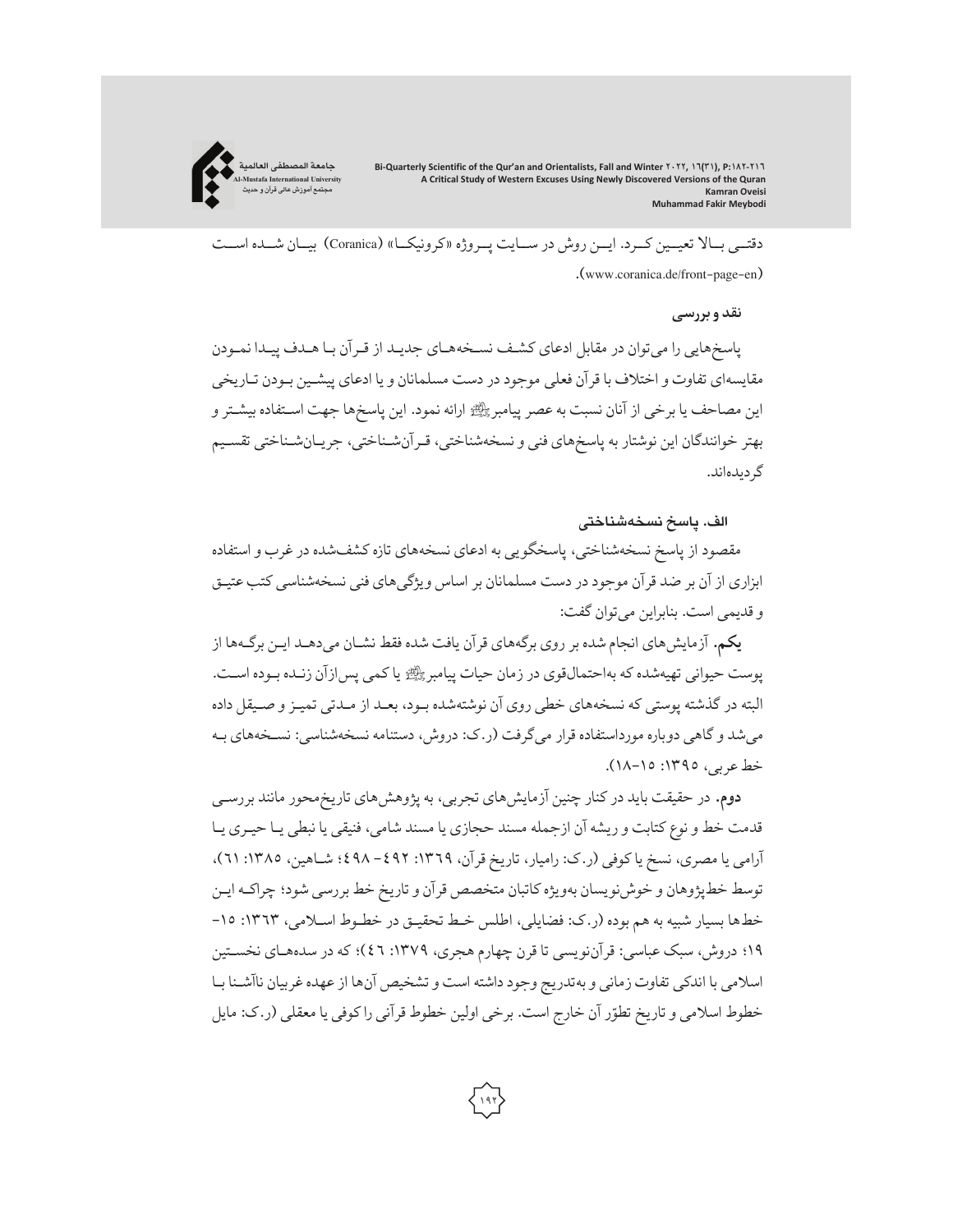دقتـی بـالا تعیـین کـرد. ایـن روش در سـایت پـروژه «کرونیکـا» (Coranica) بیـان شـده اسـت (www.coranica.de/front-page-en).

### نقد و بررسی

پاسخ‌هایی را می‌توان در مقابل ادعای کشف نسخه‌های جدید از قرآن با هدف پیدا نمودن مقایسه‌ای تفاوت و اختلاف با قرآن فعلی موجود در دست مسلمانان و یا ادعای پیشین بودن تاریخی این مصاحف یا برخی از آنان نسبت به عصر پیامبرﷺ ارائه نمود. این پاسخ‌ها جهت استفاده بیشتر و بهتر خوانندگان این نوشتار به پاسخ‌های فنی و نسخه‌شناختی، قرآن‌شناختی، جریان‌شناختی تقسیم گردیده‌اند.

### الف. پاسخ نسخه‌شناختی

مقصود از پاسخ نسخه‌شناختی، پاسخگویی به ادعای نسخه‌های تازه کشف‌شده در غرب و استفاده ابزاری از آن بر ضد قرآن موجود در دست مسلمانان بر اساس ویژگی‌های فنی نسخه‌شناسی کتب عتیق و قدیمی است. بنابراین می‌توان گفت:

**یکم.** آزمایش‌های انجام شده بر روی برگه‌های قرآن یافت شده فقط نشان می‌دهد این برگه‌ها از پوست حیوانی تهیه‌شده که به‌احتمال‌قوی در زمان حیات پیامبرﷺ یا کمی پس‌ازآن زنده بوده است. البته در گذشته پوستی که نسخه‌های خطی روی آن نوشته‌شده بود، بعد از مدتی تمیز و صیقل داده می‌شد و گاهی دوباره مورداستفاده قرار می‌گرفت (ر.ک: دروش، دستنامه نسخه‌شناسی: نسخه‌های به خط عربی، ۱۳۹۵: ۱۵-۱۸).

**دوم.** در حقیقت باید در کنار چنین آزمایش‌های تجربی، به پژوهش‌های تاریخ‌محور مانند بررسی قدمت خط و نوع کتابت و ریشه آن ازجمله مسند حجازی یا مسند شامی، فنیقی یا نبطی یا حیری یا آرامی یا مصری، نسخ یا کوفی (ر.ک: رامیار، تاریخ قرآن، ۱۳۶۹: ۴۹۲- ۴۹۸؛ شاهین، ۱۳۸۵: ۶۱)، توسط خط‌پژوهان و خوش‌نویسان به‌ویژه کاتبان متخصص قرآن و تاریخ خط بررسی شود؛ چراکه این خط‌ها بسیار شبیه به هم بوده (ر.ک: فضایلی، اطلس خط تحقیق در خطوط اسلامی، ۱۳۶۳: ۱۵- ۱۹؛ دروش، سبک عباسی: قرآن‌نویسی تا قرن چهارم هجری، ۱۳۷۹: ۴۶)؛ که در سده‌های نخستین اسلامی با اندکی تفاوت زمانی و به‌تدریج وجود داشته است و تشخیص آن‌ها از عهده غربیان ناآشنا با خطوط اسلامی و تاریخ تطوّر آن خارج است. برخی اولین خطوط قرآنی را کوفی یا معقلی (ر.ک: مایل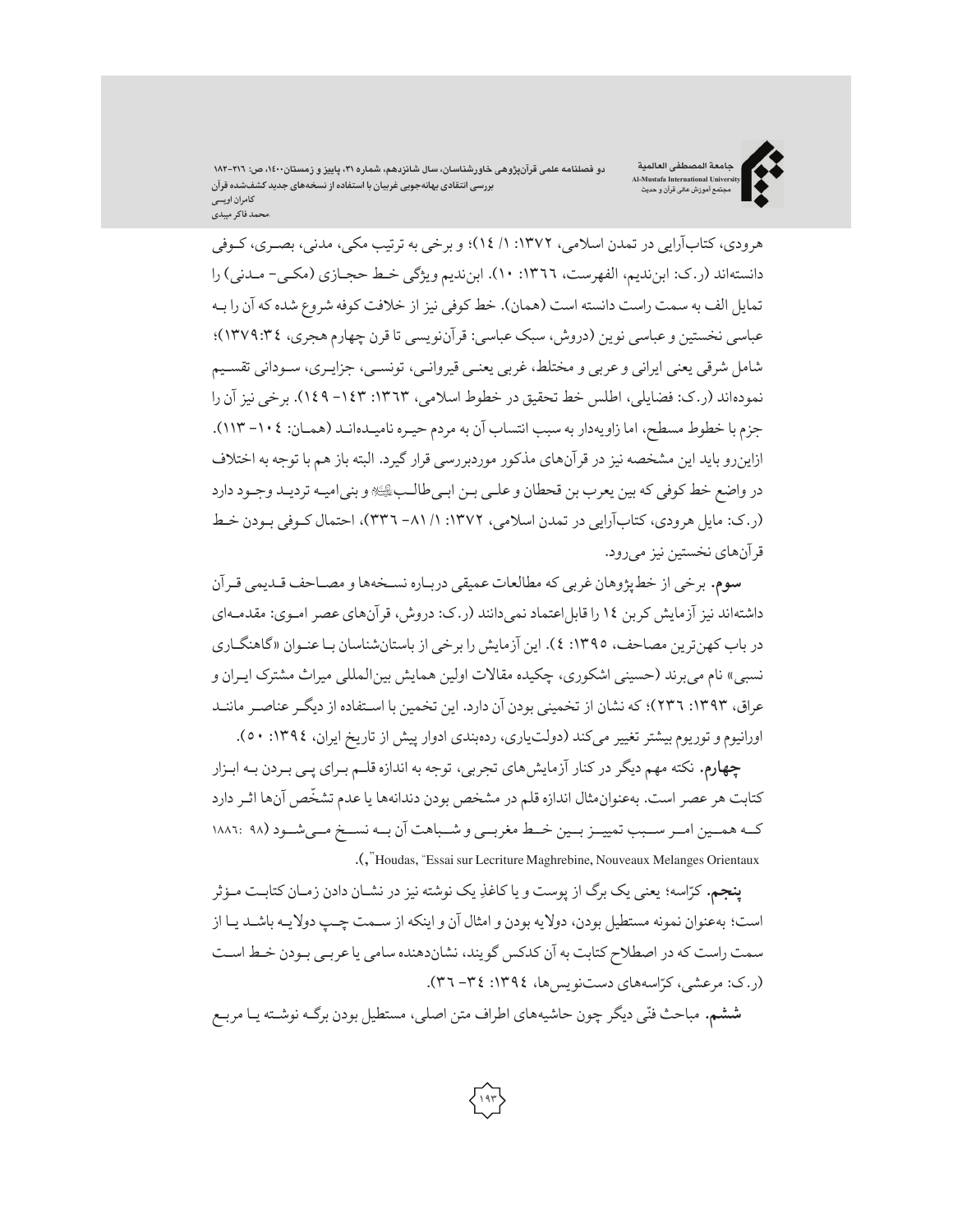هرودی، کتاب‌آرایی در تمدن اسلامی، ۱۳۷۲: ۱/ ۱۴)؛ و برخی به ترتیب مکی، مدنی، بصری، کوفی دانسته‌اند (ر.ک: ابن‌ندیم، الفهرست، ۱۳۶۶: ۱۰). ابن‌ندیم ویژگی خط حجازی (مکی- مدنی) را تمایل الف به سمت راست دانسته است (همان). خط کوفی نیز از خلافت کوفه شروع شده که آن را به عباسی نخستین و عباسی نوین (دروش، سبک عباسی: قرآن‌نویسی تا قرن چهارم هجری، ۱۳۷۹:۳۴)؛ شامل شرقی یعنی ایرانی و عربی و مختلط، غربی یعنی قیروانی، تونسی، جزایری، سودانی تقسیم نموده‌اند (ر.ک: فضایلی، اطلس خط تحقیق در خطوط اسلامی، ۱۳۶۳: ۱۴۳- ۱۴۹). برخی نیز آن را جزم با خطوط مسطح، اما زاویه‌دار به سبب انتساب آن به مردم حیره نامیده‌اند (همان: ۱۰۴- ۱۱۳). ازاین‌رو باید این مشخصه نیز در قرآن‌های مذکور موردبررسی قرار گیرد. البته باز هم با توجه به اختلاف در واضع خط کوفی که بین یعرب بن قحطان و علی بن ابی‌طالب﷣ و بنی‌امیه تردید وجود دارد (ر.ک: مایل هرودی، کتاب‌آرایی در تمدن اسلامی، ۱۳۷۲: ۱/ ۸۱- ۳۳۶)، احتمال کوفی بودن خط قرآن‌های نخستین نیز می‌رود.

**سوم.** برخی از خط‌پژوهان غربی که مطالعات عمیقی درباره نسخه‌ها و مصاحف قدیمی قرآن داشته‌اند نیز آزمایش کربن ۱۴ را قابل‌اعتماد نمی‌دانند (ر.ک: دروش، قرآن‌های عصر اموی: مقدمه‌ای در باب کهن‌ترین مصاحف، ۱۳۹۵: ۴). این آزمایش را برخی از باستان‌شناسان با عنوان «گاهنگاری نسبی» نام می‌برند (حسینی اشکوری، چکیده مقالات اولین همایش بین‌المللی میراث مشترک ایران و عراق، ۱۳۹۳: ۲۳۶)؛ که نشان از تخمینی بودن آن دارد. این تخمین با استفاده از دیگر عناصر مانند اورانیوم و توریوم بیشتر تغییر می‌کند (دولت‌یاری، رده‌بندی ادوار پیش از تاریخ ایران، ۱۳۹۴: ۵۰).

**چهارم.** نکته مهم دیگر در کنار آزمایش‌های تجربی، توجه به اندازه قلم برای پی بردن به ابزار کتابت هر عصر است. به‌عنوان‌مثال اندازه قلم در مشخص بودن دندانه‌ها یا عدم تشخّص آن‌ها اثر دارد که همین امر سبب تمییز بین خط مغربی و شباهت آن به نسخ می‌شود (Houdas, "Essai sur Lecriture Maghrebine, Nouveaux Melanges Orientaux," 1886: 98).

**پنجم.** کرّاسه؛ یعنی یک برگ از پوست و یا کاغذِ یک نوشته نیز در نشان دادن زمان کتابت مؤثر است؛ به‌عنوان نمونه مستطیل بودن، دولایه بودن و امثال آن و اینکه از سمت چپ دولایه باشد یا از سمت راست که در اصطلاح کتابت به آن کدکس گویند، نشان‌دهنده سامی یا عربی بودن خط است (ر.ک: مرعشی، کرّاسه‌های دست‌نویس‌ها، ۱۳۹۴: ۳۴- ۳۶).

**ششم.** مباحث فنّی دیگر چون حاشیه‌های اطراف متن اصلی، مستطیل بودن برگه نوشته یا مربع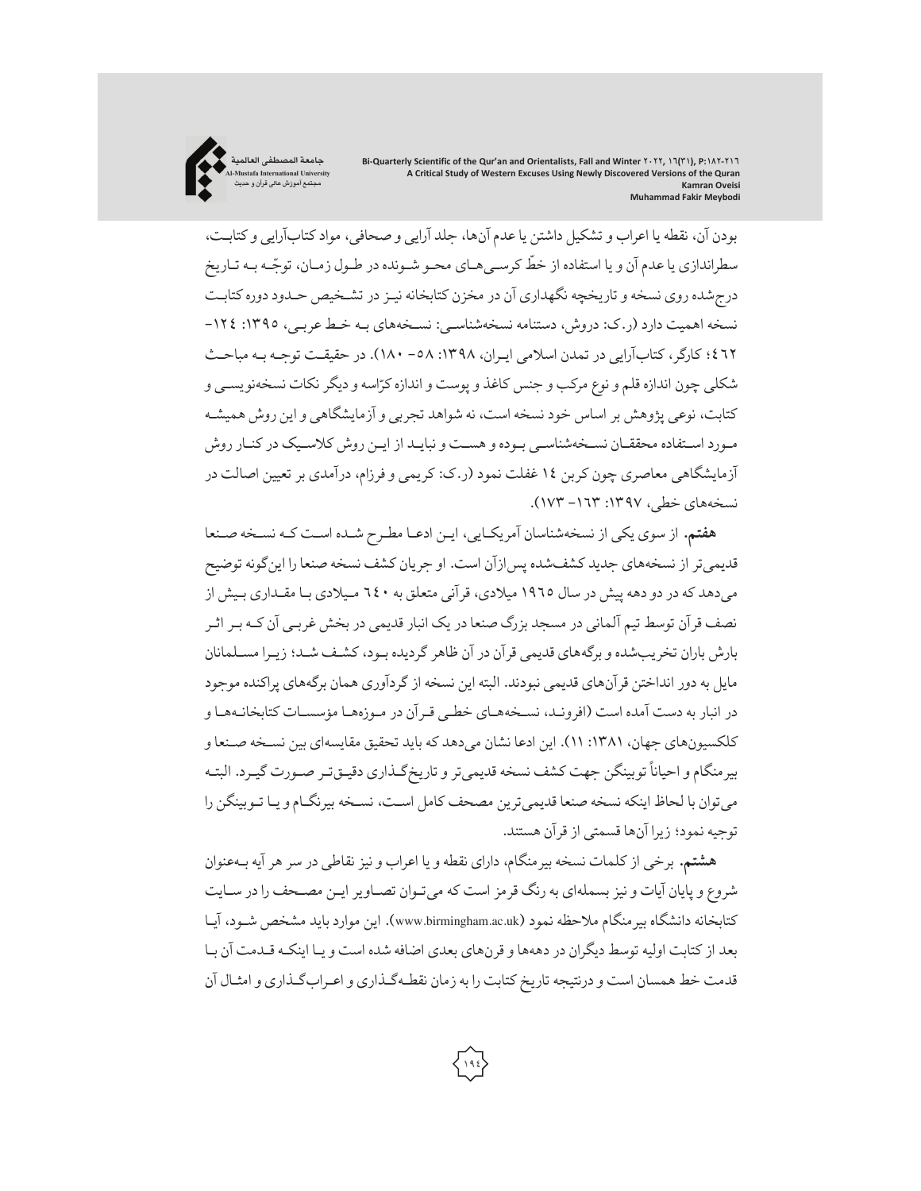بودن آن، نقطه یا اعراب و تشکیل داشتن یا عدم آن‌ها، جلد آرایی و صحافی، مواد کتاب‌آرایی و کتابت، سطراندازی یا عدم آن و یا استفاده از خطّ کرسی‌های محو شونده در طول زمان، توجّه به تاریخ درج‌شده روی نسخه و تاریخچه نگهداری آن در مخزن کتابخانه نیز در تشخیص حدود دوره کتابت نسخه اهمیت دارد (ر.ک: دروش، دستنامه نسخه‌شناسی: نسخه‌های به خط عربی، ۱۳۹۵: ۱۲٤- ٤٦۲؛ کارگر، کتاب‌آرایی در تمدن اسلامی ایران، ۱۳۹۸: ٥۸- ۱۸۰). در حقیقت توجه به مباحث شکلی چون اندازه قلم و نوع مرکب و جنس کاغذ و پوست و اندازه کرّاسه و دیگر نکات نسخه‌نویسی و کتابت، نوعی پژوهش بر اساس خود نسخه است، نه شواهد تجربی و آزمایشگاهی و این روش همیشه مورد استفاده محققان نسخه‌شناسی بوده و هست و نباید از این روش کلاسیک در کنار روش آزمایشگاهی معاصری چون کربن ۱٤ غفلت نمود (ر.ک: کریمی و فرزام، درآمدی بر تعیین اصالت در نسخه‌های خطی، ۱۳۹۷: ۱٦۳- ۱۷۳).

**هفتم.** از سوی یکی از نسخه‌شناسان آمریکایی، این ادعا مطرح شده است که نسخه صنعا قدیمی‌تر از نسخه‌های جدید کشف‌شده پس‌ازآن است. او جریان کشف نسخه صنعا را این‌گونه توضیح می‌دهد که در دو دهه پیش در سال ۱۹٦٥ میلادی، قرآنی متعلق به ٦٤۰ میلادی با مقداری بیش از نصف قرآن توسط تیم آلمانی در مسجد بزرگ صنعا در یک انبار قدیمی در بخش غربی آن که بر اثر بارش باران تخریب‌شده و برگه‌های قدیمی قرآن در آن ظاهر گردیده بود، کشف شد؛ زیرا مسلمانان مایل به دور انداختن قرآن‌های قدیمی نبودند. البته این نسخه از گردآوری همان برگه‌های پراکنده موجود در انبار به دست آمده است (افرونـد، نسخه‌های خطی قرآن در موزه‌ها مؤسسات کتابخانه‌ها و کلکسیون‌های جهان، ۱۳۸۱: ۱۱). این ادعا نشان می‌دهد که باید تحقیق مقایسه‌ای بین نسخه صنعا و بیرمنگام و احیاناً توبینگن جهت کشف نسخه قدیمی‌تر و تاریخ‌گذاری دقیق‌تر صورت گیرد. البته می‌توان با لحاظ اینکه نسخه صنعا قدیمی‌ترین مصحف کامل است، نسخه بیرنگام و یا توبینگن را توجیه نمود؛ زیرا آن‌ها قسمتی از قرآن هستند.

**هشتم.** برخی از کلمات نسخه بیرمنگام، دارای نقطه و یا اعراب و نیز نقاطی در سر هر آیه به‌عنوان شروع و پایان آیات و نیز بسمله‌ای به رنگ قرمز است که می‌توان تصاویر این مصحف را در سایت کتابخانه دانشگاه بیرمنگام ملاحظه نمود (www.birmingham.ac.uk). این موارد باید مشخص شود، آیا بعد از کتابت اولیه توسط دیگران در دهه‌ها و قرن‌های بعدی اضافه شده است و یا اینکه قدمت آن با قدمت خط همسان است و درنتیجه تاریخ کتابت را به زمان نقطه‌گذاری و اعراب‌گذاری و امثال آن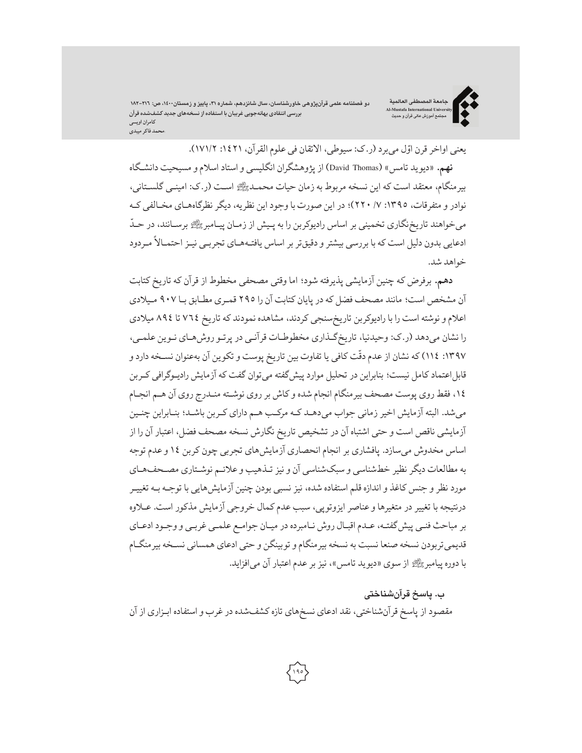یعنی اواخر قرن اوّل می‌برد (ر.ک: سیوطی، الاتقان فی علوم القرآن، ۱٤۲۱: ۲/ ۱۷۱).

**نهم.** «دیوید تامس» (David Thomas) از پژوهشگران انگلیسی و استاد اسلام و مسیحیت دانشگاه بیرمنگام، معتقد است که این نسخه مربوط به زمان حیات محمدﷺ است (ر.ک: امینی گلستانی، نوادر و متفرقات، ۱۳۹۵: ۷/ ۲۲۰)؛ در این صورت با وجود این نظریه، دیگر نظرگاه‌های مخالفی که می‌خواهند تاریخ‌نگاری تخمینی بر اساس رادیوکربن را به پیش از زمان پیامبرﷺ برسانند، در حدّ ادعایی بدون دلیل است که با بررسی بیشتر و دقیق‌تر بر اساس یافته‌های تجربی نیز احتمالاً مردود خواهد شد.

**دهم.** برفرض که چنین آزمایشی پذیرفته شود؛ اما وقتی مصحفی مخطوط از قرآن که تاریخ کتابت آن مشخص است؛ مانند مصحف فضل که در پایان کتابت آن را ۲۹۵ قمری مطابق با ۹۰۷ میلادی اعلام و نوشته است را با رادیوکربن تاریخ‌سنجی کردند، مشاهده نمودند که تاریخ ۷٦٤ تا ۸۹٤ میلادی را نشان می‌دهد (ر.ک: وحیدنیا، تاریخ‌گذاری مخطوطات قرآنی در پرتو روش‌های نوین علمی، ۱۳۹۷: ۱۱٤) که نشان از عدم دقّت کافی یا تفاوت بین تاریخ پوست و تکوین آن به‌عنوان نسخه دارد و قابل‌اعتماد کامل نیست؛ بنابراین در تحلیل موارد پیش‌گفته می‌توان گفت که آزمایش رادیوگرافی کربن ۱٤، فقط روی پوست مصحف بیرمنگام انجام شده و کاش بر روی نوشته مندرج روی آن هم انجام می‌شد. البته آزمایش اخیر زمانی جواب می‌دهد که مرکب هم دارای کربن باشد؛ بنابراین چنین آزمایشی ناقص است و حتی اشتباه آن در تشخیص تاریخ نگارش نسخه مصحف فضل، اعتبار آن را از اساس مخدوش می‌سازد. پافشاری بر انجام انحصاری آزمایش‌های تجربی چون کربن ۱٤ و عدم توجه به مطالعات دیگر نظیر خط‌شناسی و سبک‌شناسی آن و نیز تذهیب و علائم نوشتاری مصحف‌های مورد نظر و جنس کاغذ و اندازه قلم استفاده شده، نیز نسبی بودن چنین آزمایش‌هایی با توجه به تغییر درنتیجه با تغییر در متغیرها و عناصر ایزوتوپی، سبب عدم کمال خروجی آزمایش مذکور است. علاوه بر مباحث فنی پیش‌گفته، عدم اقبال روش نامبرده در میان جوامع علمی غربی و وجود ادعای قدیمی‌تربودن نسخه صنعا نسبت به نسخه بیرمنگام و توبینگن و حتی ادعای همسانی نسخه بیرمنگام با دوره پیامبرﷺ از سوی «دیوید تامس»، نیز بر عدم اعتبار آن می‌افزاید.

### ب. پاسخ قرآن‌شناختی

مقصود از پاسخ قرآن‌شناختی، نقد ادعای نسخ‌های تازه کشف‌شده در غرب و استفاده ابزاری از آن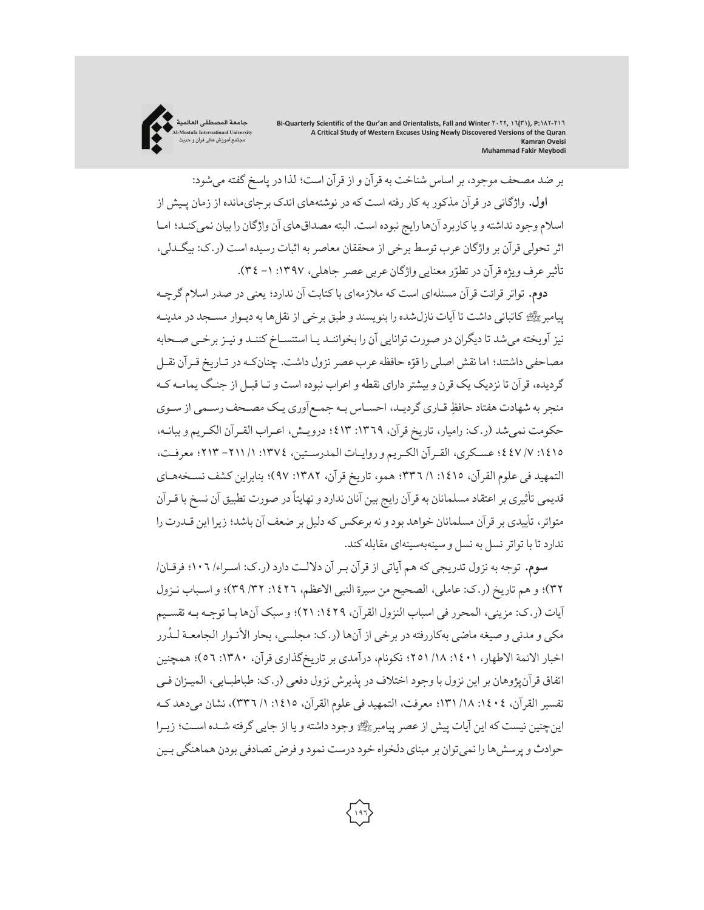بر ضد مصحف موجود، بر اساس شناخت به قرآن و از قرآن است؛ لذا در پاسخ گفته می‌شود:

**اول.** واژگانی در قرآن مذکور به کار رفته است که در نوشته‌های اندک برجای‌مانده از زمان پیش از اسلام وجود نداشته و یا کاربرد آن‌ها رایج نبوده است. البته مصداق‌های آن واژگان را بیان نمی‌کند؛ اما اثر تحولی قرآن بر واژگان عرب توسط برخی از محققان معاصر به اثبات رسیده است (ر.ک: بیگدلی، تأثیر عرف ویژه قرآن در تطوّر معنایی واژگان عربی عصر جاهلی، ١٣٩٧: ١- ٣٤).

**دوم.** تواتر قرائت قرآن مسئله‌ای است که ملازمه‌ای با کتابت آن ندارد؛ یعنی در صدر اسلام گرچه پیامبرﷺ کاتبانی داشت تا آیات نازل‌شده را بنویسند و طبق برخی از نقل‌ها به دیوار مسجد در مدینه نیز آویخته می‌شد تا دیگران در صورت توانایی آن را بخوانند یا استنساخ کنند و نیز برخی صحابه مصاحفی داشتند؛ اما نقش اصلی را قوّه حافظه عرب عصر نزول داشت. چنان‌که در تاریخ قرآن نقل گردیده، قرآن تا نزدیک یک قرن و بیشتر دارای نقطه و اعراب نبوده است و تا قبل از جنگ یمامه که منجر به شهادت هفتاد حافظِ قاری گردید، احساس به جمع‌آوری یک مصحف رسمی از سوی حکومت نمی‌شد (ر.ک: رامیار، تاریخ قرآن، ١٣٦٩: ٤١٣؛ درویش، اعراب القرآن الکریم و بیانه، ١٤١٥: ٧/ ٤٤٧؛ عسکری، القرآن الکریم و روایات المدرستین، ١٣٧٤: ١/ ٢١١- ٢١٣؛ معرفت، التمهید فی علوم القرآن، ١٤١٥: ١/ ٣٣٦؛ همو، تاریخ قرآن، ١٣٨٢: ٩٧)؛ بنابراین کشف نسخه‌های قدیمی تأثیری بر اعتقاد مسلمانان به قرآن رایج بین آنان ندارد و نهایتاً در صورت تطبیق آن نسخ با قرآن متواتر، تأییدی بر قرآن مسلمانان خواهد بود و نه برعکس که دلیل بر ضعف آن باشد؛ زیرا این قدرت را ندارد تا با تواتر نسل به نسل و سینه‌به‌سینه‌ای مقابله کند.

**سوم.** توجه به نزول تدریجی که هم آیاتی از قرآن بر آن دلالت دارد (ر.ک: اسراء/ ١٠٦؛ فرقان/ ٣٢)؛ و هم تاریخ (ر.ک: عاملی، الصحیح من سیرة النبی الاعظم، ١٤٢٦: ٣٢/ ٣٩)؛ و اسباب نزول آیات (ر.ک: مزینی، المحرر فی اسباب النزول القرآن، ١٤٢٩: ٢١)؛ و سبک آن‌ها با توجه به تقسیم مکی و مدنی و صیغه ماضی به‌کاررفته در برخی از آن‌ها (ر.ک: مجلسی، بحار الأنوار الجامعة لدُرر اخبار الائمة الاطهار، ١٤٠١: ١٨/ ٢٥١؛ نکونام، درآمدی بر تاریخ‌گذاری قرآن، ١٣٨٠: ٥٦)؛ همچنین اتفاق قرآن‌پژوهان بر این نزول با وجود اختلاف در پذیرش نزول دفعی (ر.ک: طباطبایی، المیزان فی تفسیر القرآن، ١٤٠٤: ١٨/ ١٣١؛ معرفت، التمهید فی علوم القرآن، ١٤١٥: ١/ ٣٣٦)، نشان می‌دهد که این‌چنین نیست که این آیات پیش از عصر پیامبرﷺ وجود داشته و یا از جایی گرفته شده است؛ زیرا حوادث و پرسش‌ها را نمی‌توان بر مبنای دلخواه خود درست نمود و فرض تصادفی بودن هماهنگی بین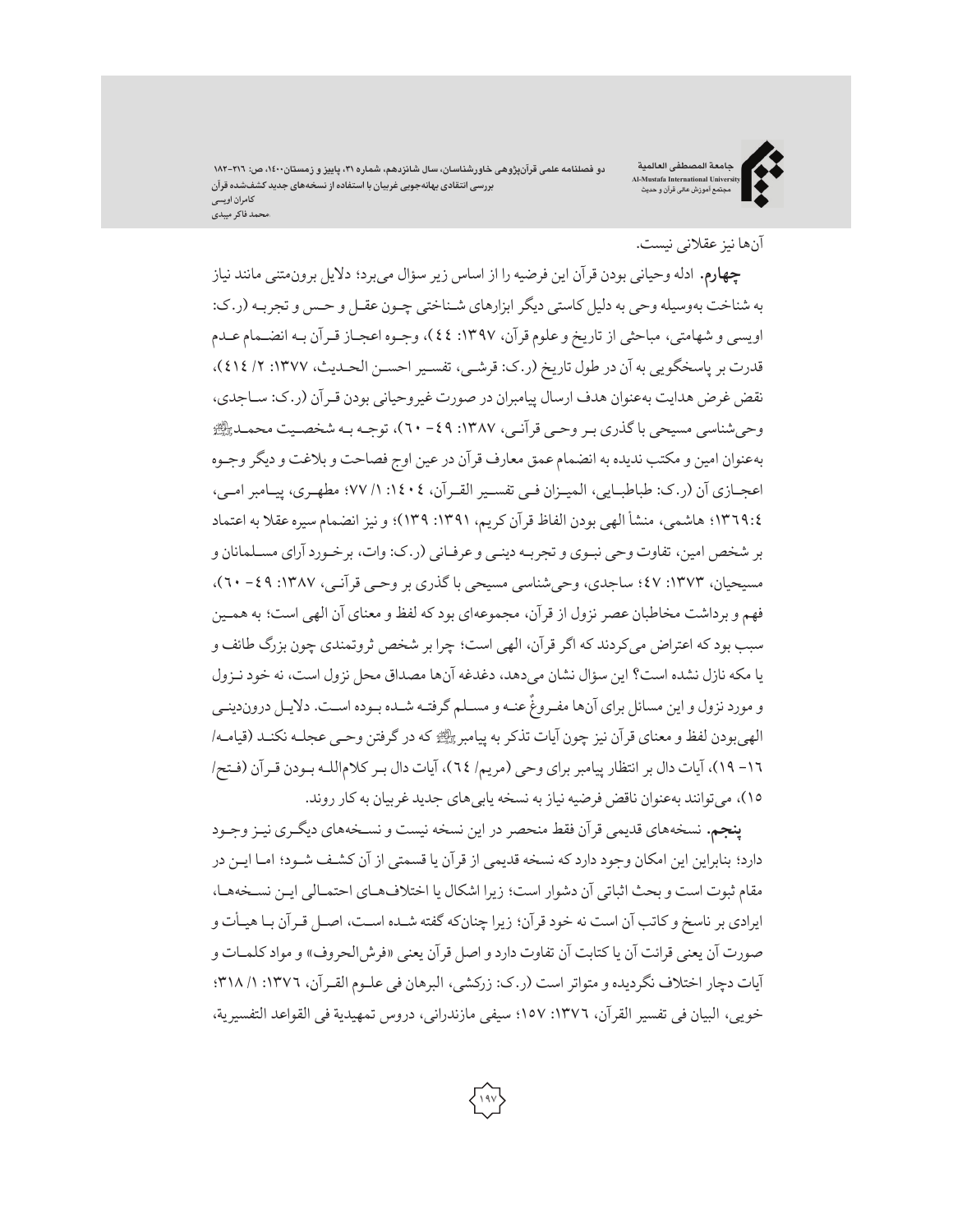آن‌ها نیز عقلانی نیست.

**چهارم.** ادله وحیانی بودن قرآن این فرضیه را از اساس زیر سؤال می‌برد؛ دلایل برون‌متنی مانند نیاز به شناخت به‌وسیله وحی به دلیل کاستی دیگر ابزارهای شناختی چون عقل و حس و تجربه (ر.ک: اویسی و شهامتی، مباحثی از تاریخ و علوم قرآن، ۱۳۹۷: ٤٤)، وجوه اعجاز قرآن به انضمام عدم قدرت بر پاسخگویی به آن در طول تاریخ (ر.ک: قرشی، تفسیر احسن الحدیث، ۱۳۷۷: ۲/ ٤١٤)، نقض غرض هدایت به‌عنوان هدف ارسال پیامبران در صورت غیروحیانی بودن قرآن (ر.ک: ساجدی، وحی‌شناسی مسیحی با گذری بر وحی قرآنی، ۱۳۸۷: ٤٩- ٦٠)، توجه به شخصیت محمدﷺ به‌عنوان امین و مکتب ندیده به انضمام عمق معارف قرآن در عین اوج فصاحت و بلاغت و دیگر وجوه اعجازی آن (ر.ک: طباطبایی، المیزان فی تفسیر القرآن، ١٤٠٤: ١/ ٧٧؛ مطهری، پیامبر امی، ١٣٦٩:٤؛ هاشمی، منشأ الهی بودن الفاظ قرآن کریم، ۱۳۹۱: ۱۳۹)؛ و نیز انضمام سیره عقلا به اعتماد بر شخص امین، تفاوت وحی نبوی و تجربه دینی و عرفانی (ر.ک: وات، برخورد آرای مسلمانان و مسیحیان، ۱۳۷۳: ٤٧؛ ساجدی، وحی‌شناسی مسیحی با گذری بر وحی قرآنی، ۱۳۸۷: ٤٩- ٦٠)، فهم و برداشت مخاطبان عصر نزول از قرآن، مجموعه‌ای بود که لفظ و معنای آن الهی است؛ به همین سبب بود که اعتراض می‌کردند که اگر قرآن، الهی است؛ چرا بر شخص ثروتمندی چون بزرگ طائف و یا مکه نازل نشده است؟ این سؤال نشان می‌دهد، دغدغه آن‌ها مصداق محل نزول است، نه خود نزول و مورد نزول و این مسائل برای آن‌ها مفروغٌ عنه و مسلم گرفته شده بوده است. دلایل درون‌دینی الهی‌بودن لفظ و معنای قرآن نیز چون آیات تذکر به پیامبرﷺ که در گرفتن وحی عجله نکند (قیامه/ ١٦- ١٩)، آیات دال بر انتظار پیامبر برای وحی (مریم/ ٦٤)، آیات دال بر کلام‌الله بودن قرآن (فتح/ ١٥)، می‌توانند به‌عنوان ناقض فرضیه نیاز به نسخه یابی‌های جدید غربیان به کار روند.

**پنجم.** نسخه‌های قدیمی قرآن فقط منحصر در این نسخه نیست و نسخه‌های دیگری نیز وجود دارد؛ بنابراین این امکان وجود دارد که نسخه قدیمی از قرآن یا قسمتی از آن کشف شود؛ اما این در مقام ثبوت است و بحث اثباتی آن دشوار است؛ زیرا اشکال یا اختلاف‌های احتمالی این نسخه‌ها، ایرادی بر ناسخ و کاتب آن است نه خود قرآن؛ زیرا چنان‌که گفته شده است، اصل قرآن با هیأت و صورت آن یعنی قرائت آن یا کتابت آن تفاوت دارد و اصل قرآن یعنی «فرش‌الحروف» و مواد کلمات و آیات دچار اختلاف نگردیده و متواتر است (ر.ک: زرکشی، البرهان فی علوم القرآن، ۱۳۷٦: ١/ ٣١٨؛ خویی، البیان فی تفسیر القرآن، ۱۳۷٦: ١٥٧؛ سیفی مازندرانی، دروس تمهیدیة فی القواعد التفسیریة،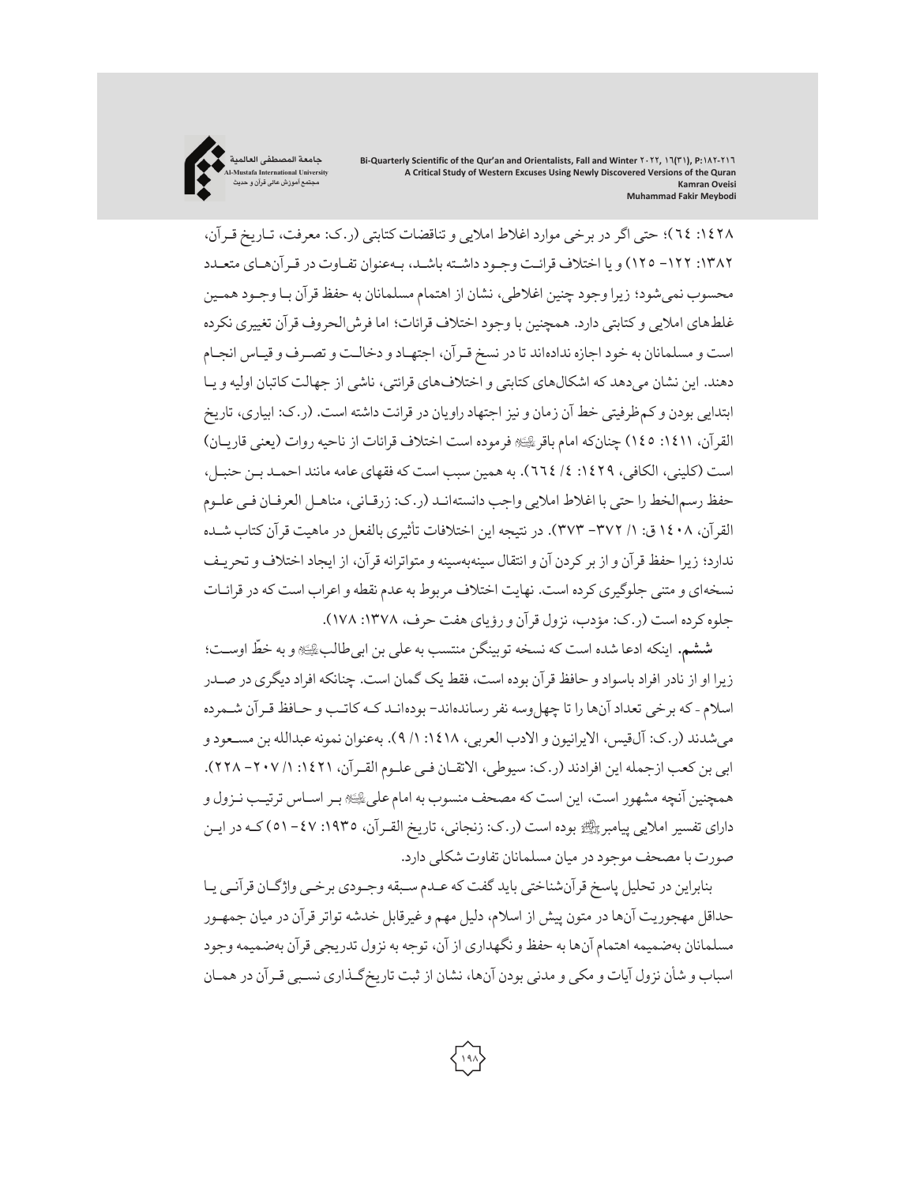۱۴۲۸: ٦٤)؛ حتی اگر در برخی موارد اغلاط املایی و تناقضات کتابتی (ر.ک: معرفت، تاریخ قرآن، ۱۳۸۲: ۱۲۲– ۱۲۵) و یا اختلاف قرائت وجود داشته باشد، به‌عنوان تفاوت در قرآن‌های متعدد محسوب نمی‌شود؛ زیرا وجود چنین اغلاطی، نشان از اهتمام مسلمانان به حفظ قرآن با وجود همین غلط‌های املایی و کتابتی دارد. همچنین با وجود اختلاف قرائات؛ اما فرش‌الحروف قرآن تغییری نکرده است و مسلمانان به خود اجازه نداده‌اند تا در نسخ قرآن، اجتهاد و دخالت و تصرف و قیاس انجام دهند. این نشان می‌دهد که اشکال‌های کتابتی و اختلاف‌های قرائتی، ناشی از جهالت کاتبان اولیه و یا ابتدایی بودن و کم‌ظرفیتی خط آن زمان و نیز اجتهاد راویان در قرائت داشته است. (ر.ک: ابیاری، تاریخ القرآن، ۱٤۱۱: ۱٤٥) چنان‌که امام باقر علیه‌السلام فرموده است اختلاف قرائات از ناحیه روات (یعنی قاریان) است (کلینی، الکافی، ۱٤۲۹: ٤/ ٦٦٤). به همین سبب است که فقهای عامه مانند احمد بن حنبل، حفظ رسم‌الخط را حتی با اغلاط املایی واجب دانسته‌اند (ر.ک: زرقانی، مناهل العرفان فی علوم القرآن، ۱٤۰۸ ق: ۱/ ۳۷۲– ۳۷۳). در نتیجه این اختلافات تأثیری بالفعل در ماهیت قرآن کتاب شده ندارد؛ زیرا حفظ قرآن و از بر کردن آن و انتقال سینه‌به‌سینه و متواترانه قرآن، از ایجاد اختلاف و تحریف نسخه‌ای و متنی جلوگیری کرده است. نهایت اختلاف مربوط به عدم نقطه و اعراب است که در قرائات جلوه کرده است (ر.ک: مؤدب، نزول قرآن و رؤیای هفت حرف، ۱۳۷۸: ۱۷۸).

**ششم.** اینکه ادعا شده است که نسخه توبینگن منتسب به علی بن ابی‌طالب علیه‌السلام و به خطّ اوست؛ زیرا او از نادر افراد باسواد و حافظ قرآن بوده است، فقط یک گمان است. چنانکه افراد دیگری در صدر اسلام - که برخی تعداد آن‌ها را تا چهل‌وسه نفر رسانده‌اند- بوده‌اند که کاتب و حافظ قرآن شمرده می‌شدند (ر.ک: آل‌قیس، الایرانیون و الادب العربی، ۱٤۱۸: ۱/ ۹). به‌عنوان نمونه عبدالله بن مسعود و ابی بن کعب ازجمله این افرادند (ر.ک: سیوطی، الاتقان فی علوم القرآن، ۱٤۲۱: ۱/ ۲۰۷– ۲۲۸). همچنین آنچه مشهور است، این است که مصحف منسوب به امام علی علیه‌السلام بر اساس ترتیب نزول و دارای تفسیر املایی پیامبر صلی‌الله‌علیه‌وآله بوده است (ر.ک: زنجانی، تاریخ القرآن، ۱۹۳٥: ٤۷– ٥۱) که در این صورت با مصحف موجود در میان مسلمانان تفاوت شکلی دارد.

بنابراین در تحلیل پاسخ قرآن‌شناختی باید گفت که عدم سبقه وجودی برخی واژگان قرآنی یا حداقل مهجوریت آن‌ها در متون پیش از اسلام، دلیل مهم و غیرقابل خدشه تواتر قرآن در میان جمهور مسلمانان به‌ضمیمه اهتمام آن‌ها به حفظ و نگهداری از آن، توجه به نزول تدریجی قرآن به‌ضمیمه وجود اسباب و شأن نزول آیات و مکی و مدنی بودن آن‌ها، نشان از ثبت تاریخ‌گذاری نسبی قرآن در همان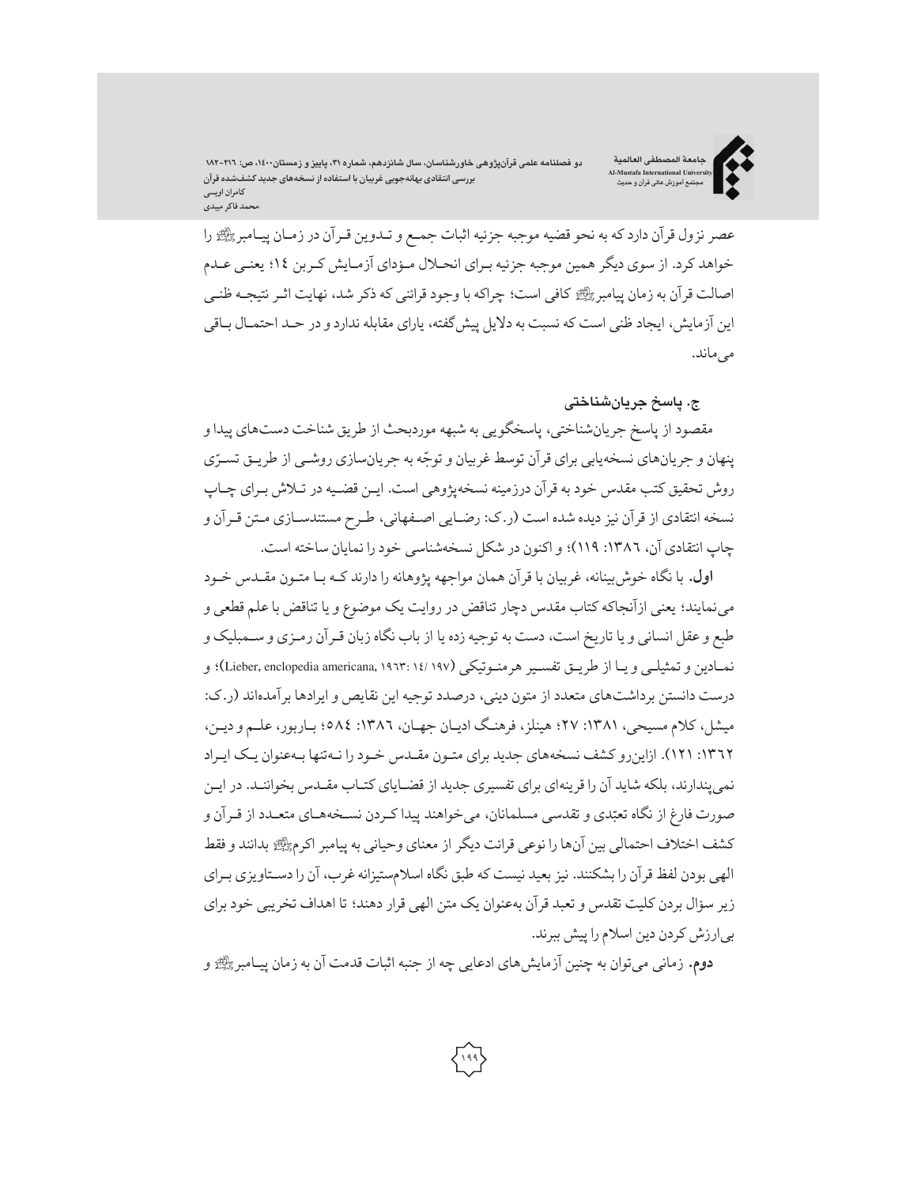عصر نزول قرآن دارد که به نحو قضیه موجبه جزئیه اثبات جمع و تدوین قرآن در زمان پیامبرﷺ را خواهد کرد. از سوی دیگر همین موجبه جزئیه برای انحلال مؤدای آزمایش کربن ١٤؛ یعنی عدم اصالت قرآن به زمان پیامبرﷺ کافی است؛ چراکه با وجود قرائنی که ذکر شد، نهایت اثر نتیجه ظنی این آزمایش، ایجاد ظنی است که نسبت به دلایل پیش‌گفته، یارای مقابله ندارد و در حد احتمال باقی می‌ماند.

### ج. پاسخ جریان‌شناختی

مقصود از پاسخ جریان‌شناختی، پاسخگویی به شبهه موردبحث از طریق شناخت دست‌های پیدا و پنهان و جریان‌های نسخه‌یابی برای قرآن توسط غربیان و توجّه به جریان‌سازی روشی از طریق تسرّی روش تحقیق کتب مقدس خود به قرآن درزمینه نسخه‌پژوهی است. این قضیه در تلاش برای چاپ نسخه انتقادی از قرآن نیز دیده شده است (ر.ک: رضایی اصفهانی، طرح مستندسازی متن قرآن و چاپ انتقادی آن، ١٣٨٦: ١١٩)؛ و اکنون در شکل نسخه‌شناسی خود را نمایان ساخته است.

**اول.** با نگاه خوش‌بینانه، غربیان با قرآن همان مواجهه پژوهانه را دارند که با متون مقدس خود می‌نمایند؛ یعنی ازآنجاکه کتاب مقدس دچار تناقض در روایت یک موضوع و یا تناقض با علم قطعی و طبع و عقل انسانی و یا تاریخ است، دست به توجیه زده یا از باب نگاه زبان قرآن رمزی و سمبلیک و نمادین و تمثیلی و یا از طریق تفسیر هرمنوتیکی (Lieber, enclopedia americana, ١٩٦٣: ١٤/ ١٩٧)؛ و درست دانستن برداشت‌های متعدد از متون دینی، درصدد توجیه این نقایص و ایرادها برآمده‌اند (ر.ک: میشل، کلام مسیحی، ١٣٨١: ٢٧؛ هینلز، فرهنگ ادیان جهان، ١٣٨٦: ٥٨٤؛ باربور، علم و دین، ١٣٦٢: ١٢١). ازاین‌رو کشف نسخه‌های جدید برای متون مقدس خود را نه‌تنها به‌عنوان یک ایراد نمی‌پندارند، بلکه شاید آن را قرینه‌ای برای تفسیری جدید از قضایای کتاب مقدس بخوانند. در این صورت فارغ از نگاه تعبّدی و تقدسی مسلمانان، می‌خواهند پیدا کردن نسخه‌های متعدد از قرآن و کشف اختلاف احتمالی بین آن‌ها را نوعی قرائت دیگر از معنای وحیانی به پیامبر اکرمﷺ بدانند و فقط الهی بودن لفظ قرآن را بشکنند. نیز بعید نیست که طبق نگاه اسلام‌ستیزانه غرب، آن را دستاویزی برای زیر سؤال بردن کلیت تقدس و تعبد قرآن به‌عنوان یک متن الهی قرار دهند؛ تا اهداف تخریبی خود برای بی‌ارزش کردن دین اسلام را پیش ببرند.

**دوم.** زمانی می‌توان به چنین آزمایش‌های ادعایی چه از جنبه اثبات قدمت آن به زمان پیامبرﷺ و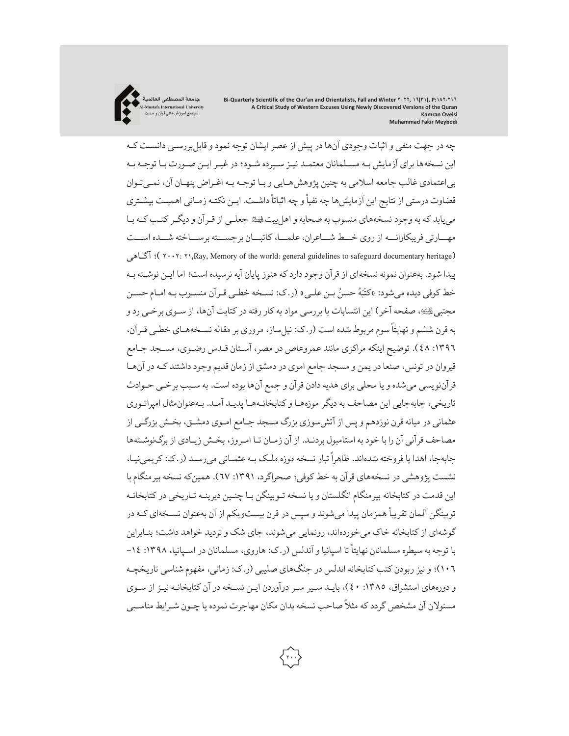چه در جهت منفی و اثبات وجودی آن‌ها در پیش از عصر ایشان توجه نمود و قابل‌بررسی دانست که این نسخه‌ها برای آزمایش به مسلمانان معتمد نیز سپرده شود؛ در غیر این صورت با توجه به بی‌اعتمادی غالب جامعه اسلامی به چنین پژوهش‌هایی و با توجه به اغراض پنهان آن، نمی‌توان قضاوت درستی از نتایج این آزمایش‌ها چه نفیاً و چه اثباتاً داشت. این نکته زمانی اهمیت بیشتری می‌یابد که به وجود نسخه‌های منسوب به صحابه و اهل‌بیت‌ علیهم‌السلام جعلی از قرآن و دیگر کتب که با مهارتی فریبکارانه از روی خط شاعران، علما، کاتبان برجسته برساخته شده است (Ray, Memory of the world: general guidelines to safeguard documentary heritage, 2002: 21)؛ آگاهی پیدا شود. به‌عنوان نمونه نسخه‌ای از قرآن وجود دارد که هنوز پایان آیه نرسیده است؛ اما این نوشته به خط کوفی دیده می‌شود: «کَتَبَهُ حسنُ بن علی» (ر.ک: نسخه خطی قرآن منسوب به امام حسن مجتبی علیه‌السلام، صفحه آخر) این انتسابات با بررسی مواد به کار رفته در کتابت آن‌ها، از سوی برخی رد و به قرن ششم و نهایتاً سوم مربوط شده است (ر.ک: نیل‌ساز، مروری بر مقاله نسخه‌های خطی قرآن، ۱۳۹۶: ۴۸). توضیح اینکه مراکزی مانند عمروعاص در مصر، آستان قدس رضوی، مسجد جامع قیروان در تونس، صنعا در یمن و مسجد جامع اموی در دمشق از زمان قدیم وجود داشتند که در آن‌ها قرآن‌نویسی می‌شده و یا محلی برای هدیه دادن قرآن و جمع آن‌ها بوده است. به سبب برخی حوادث تاریخی، جابه‌جایی این مصاحف به دیگر موزه‌ها و کتابخانه‌ها پدید آمد. به‌عنوان‌مثال امپراتوری عثمانی در میانه قرن نوزدهم و پس از آتش‌سوزی بزرگ مسجد جامع اموی دمشق، بخش بزرگی از مصاحف قرآنی آن را با خود به استامبول بردند. از آن زمان تا امروز، بخش زیادی از برگ‌نوشته‌ها جابه‌جا، اهدا یا فروخته شده‌اند. ظاهراً تبار نسخه موزه ملک به عثمانی می‌رسد (ر.ک: کریمی‌نیا، نشست پژوهشی در نسخه‌های قرآن به خط کوفی؛ صحراگرد، ۱۳۹۱: ۶۷). همین‌که نسخه بیرمنگام با این قدمت در کتابخانه بیرمنگام انگلستان و یا نسخه توبینگن با چنین دیرینه تاریخی در کتابخانه توبینگن آلمان تقریباً همزمان پیدا می‌شوند و سپس در قرن بیست‌ویکم از آن به‌عنوان نسخه‌ای که در گوشه‌ای از کتابخانه خاک می‌خورده‌اند، رونمایی می‌شوند، جای شک و تردید خواهد داشت؛ بنابراین با توجه به سیطره مسلمانان نهایتاً تا اسپانیا و آندلس (ر.ک: هاروی، مسلمانان در اسپانیا، ۱۳۹۸: ۱۴-۱۰۶)؛ و نیز ربودن کتب کتابخانه اندلس در جنگ‌های صلیبی (ر.ک: زمانی، مفهوم شناسی تاریخچه و دوره‌های استشراق، ۱۳۸۵: ۴۰)، باید سیر سر درآوردن این نسخه در آن کتابخانه نیز از سوی مسئولان آن مشخص گردد که مثلاً صاحب نسخه بدان مکان مهاجرت نموده یا چون شرایط مناسبی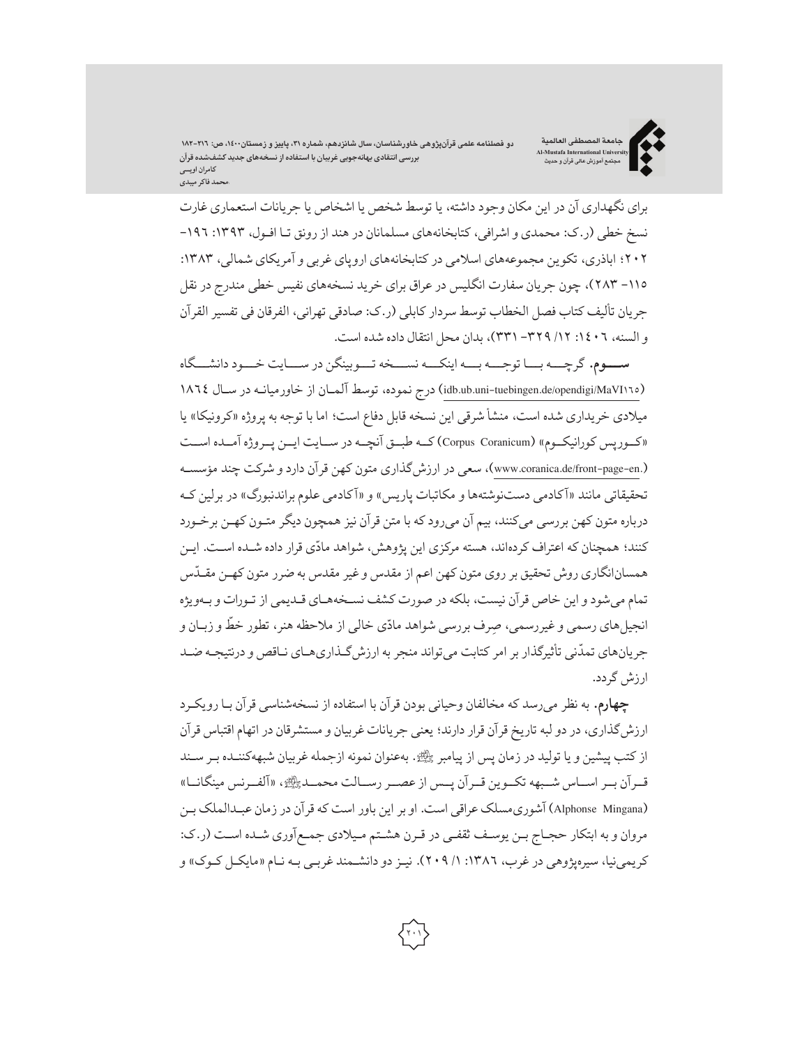برای نگهداری آن در این مکان وجود داشته، یا توسط شخص یا اشخاص یا جریانات استعماری غارت نسخ خطی (ر.ک: محمدی و اشرافی، کتابخانه‌های مسلمانان در هند از رونق تا افول، ۱۳۹۳: ۱۹۶-۲۰۲؛ اباذری، تکوین مجموعه‌های اسلامی در کتابخانه‌های اروپای غربی و آمریکای شمالی، ۱۳۸۳: ۱۱۵- ۲۸۳)، چون جریان سفارت انگلیس در عراق برای خرید نسخه‌های نفیس خطی مندرج در نقل جریان تألیف کتاب فصل الخطاب توسط سردار کابلی (ر.ک: صادقی تهرانی، الفرقان فی تفسیر القرآن و السنه، ۱٤۰٦: ۱۲/ ۳۲۹- ۳۳۱)، بدان محل انتقال داده شده است.

**سوم.** گرچه با توجه به اینکه نسخه توبینگن در سایت خود دانشگاه (idb.ub.uni-tuebingen.de/opendigi/MaVI۱٦٥) درج نموده، توسط آلمان از خاورمیانه در سال ۱۸٦٤ میلادی خریداری شده است، منشأ شرقی این نسخه قابل دفاع است؛ اما با توجه به پروژه «کرونیکا» یا «کورپس کورانیکوم» (Corpus Coranicum) که طبق آنچه در سایت این پروژه آمده است (www.coranica.de/front-page-en.)، سعی در ارزش‌گذاری متون کهن قرآن دارد و شرکت چند مؤسسه تحقیقاتی مانند «آکادمی دست‌نوشته‌ها و مکاتبات پاریس» و «آکادمی علوم براندنبورگ» در برلین که درباره متون کهن بررسی می‌کنند، بیم آن می‌رود که با متن قرآن نیز همچون دیگر متون کهن برخورد کنند؛ همچنان که اعتراف کرده‌اند، هسته مرکزی این پژوهش، شواهد مادّی قرار داده شده است. این همسان‌انگاری روش تحقیق بر روی متون کهن اعم از مقدس و غیر مقدس به ضرر متون کهن مقدّس تمام می‌شود و این خاص قرآن نیست، بلکه در صورت کشف نسخه‌های قدیمی از تورات و به‌ویژه انجیل‌های رسمی و غیررسمی، صِرف بررسی شواهد مادّی خالی از ملاحظه هنر، تطور خطّ و زبان و جریان‌های تمدّنی تأثیرگذار بر امر کتابت می‌تواند منجر به ارزش‌گذاری‌های ناقص و درنتیجه ضد ارزش گردد.

**چهارم.** به نظر می‌رسد که مخالفان وحیانی بودن قرآن با استفاده از نسخه‌شناسی قرآن با رویکرد ارزش‌گذاری، در دو لبه تاریخ قرآن قرار دارند؛ یعنی جریانات غربیان و مستشرقان در اتهام اقتباس قرآن از کتب پیشین و یا تولید در زمان پس از پیامبر ﷺ. به‌عنوان نمونه ازجمله غربیان شبهه‌کننده بر سند قرآن بر اساس شبهه تکوین قرآن پس از عصر رسالت محمد ﷺ، «آلفرنس مینگانا» (Alphonse Mingana) آشوری‌مسلک عراقی است. او بر این باور است که قرآن در زمان عبدالملک بن مروان و به ابتکار حجاج بن یوسف ثقفی در قرن هشتم میلادی جمع‌آوری شده است (ر.ک: کریمی‌نیا، سیره‌پژوهی در غرب، ۱۳۸٦: ۱/ ۲۰۹). نیز دو دانشمند غربی به نام «مایکل کوک» و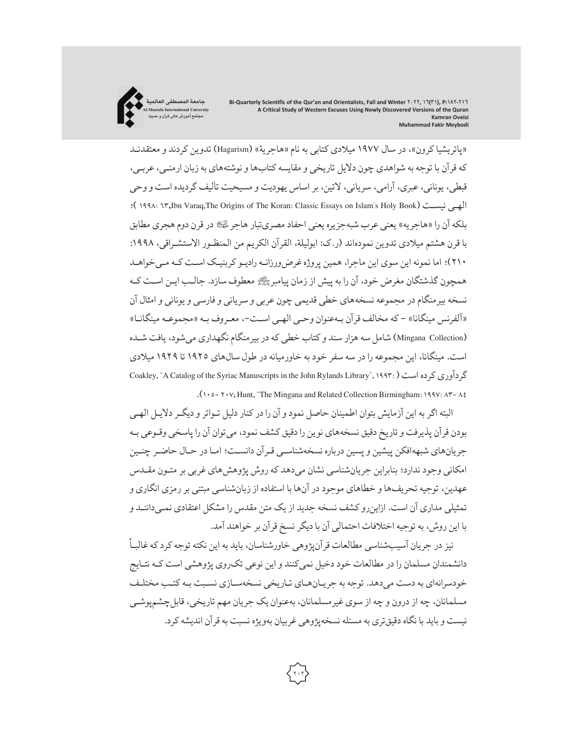«پاتریشیا کرون»، در سال ۱۹۷۷ میلادی کتابی به نام «هاجریة» (Hagarism) تدوین کردند و معتقدنـد که قرآن با توجه به شواهدی چون دلایل تاریخی و مقایسه کتاب‌ها و نوشته‌های به زبان ارمنـی، عربـی، قبطی، یونانی، عبری، آرامی، سریانی، لاتین، بر اساس یهودیت و مسیحیت تألیف گردیده است و وحی الهـی نیسـت (Ibn Varaq,The Origins of The Koran: Classic Essays on Islam's Holy Book, ۱۹۹۸: ٦٣)؛ بلکه آن را «هاجریه» یعنی عرب شبه‌جزیره یعنی احفاد مصری‌تبار هاجر ﷺ در قرن دوم هجری مطابق با قرن هشتم میلادی تدوین نموده‌اند (ر.ک: ابولیلة، القرآن الکریم من المنظـور الاستشـراقی، ۱۹۹۸: ۲۱۰)؛ اما نمونه این سوی این ماجرا، همین پروژه غرض‌ورزانـه رادیـو کربنیـک اسـت کـه مـی‌خواهـد همچون گذشتگان مغرض خود، آن را به پیش از زمان پیامبر ﷺ معطوف سازد. جالـب ایـن اسـت کـه نسخه بیرمنگام در مجموعه نسخه‌های خطی قدیمی چون عربی و سریانی و فارسی و یونانی و امثال آن «آلفرنس مینگانا» - که مخالف قرآن بـه‌عنوان وحـی الهـی اسـت-، معـروف بـه «مجموعـه مینگانـا» (Mingana Collection) شامل سه هزار سند و کتاب خطی که در بیرمنگام نگهداری می‌شود، یافت شـده است. مینگانا، این مجموعه را در سه سفر خود به خاورمیانه در طول سال‌های ۱۹۲۵ تا ۱۹۲۹ میلادی گردآوری کرده است (Coakley, "A Catalog of the Syriac Manuscripts in the John Rylands Library", ۱۹۹۳: ۱۰٥- ۲۰۷; Hunt, "The Mingana and Related Collection Birmingham: ۱۹۹۷: ۸۳- ۸٤).

البته اگر به این آزمایش بتوان اطمینان حاصل نمود و آن را در کنار دلیل تـواتر و دیگـر دلایـل الهـی بودن قرآن پذیرفت و تاریخ دقیق نسخه‌های نوین را دقیق کشف نمود، می‌توان آن را پاسخی وقـوعی بـه جریان‌های شبهه‌افکن پیشین و پسین درباره نسخه‌شناسـی قـرآن دانسـت؛ امـا در حـال حاضـر چنـین امکانی وجود ندارد؛ بنابراین جریان‌شناسی نشان می‌دهد که روش پژوهش‌های غربی بر متـون مقـدس عهدین، توجیه تحریف‌ها و خطاهای موجود در آن‌ها با استفاده از زبان‌شناسی مبتنی بر رمزی انگاری و تمثیلی مداری آن است. ازاین‌رو کشف نسخه جدید از یک متن مقدس را مشکل اعتقادی نمـی‌داننـد و با این روش، به توجیه اختلافات احتمالی آن با دیگر نسخ قرآن بر خواهند آمد.

نیز در جریان آسیب‌شناسی مطالعات قرآن‌پژوهی خاورشناسان، باید به این نکته توجه کرد که غالبـاً دانشمندان مسلمان را در مطالعات خود دخیل نمی‌کنند و این نوعی تک‌روی پژوهشی است کـه نتـایج خودسرانه‌ای به دست می‌دهد. توجه به جریـان‌هـای تـاریخی نسخه‌سـازی نسـبت بـه کتـب مختلـف مسلمانان، چه از درون و چه از سوی غیرمسلمانان، به‌عنوان یک جریان مهم تاریخی، قابل‌چشم‌پوشـی نیست و باید با نگاه دقیق‌تری به مسئله نسخه‌پژوهی غربیان به‌ویژه نسبت به قرآن اندیشه کرد.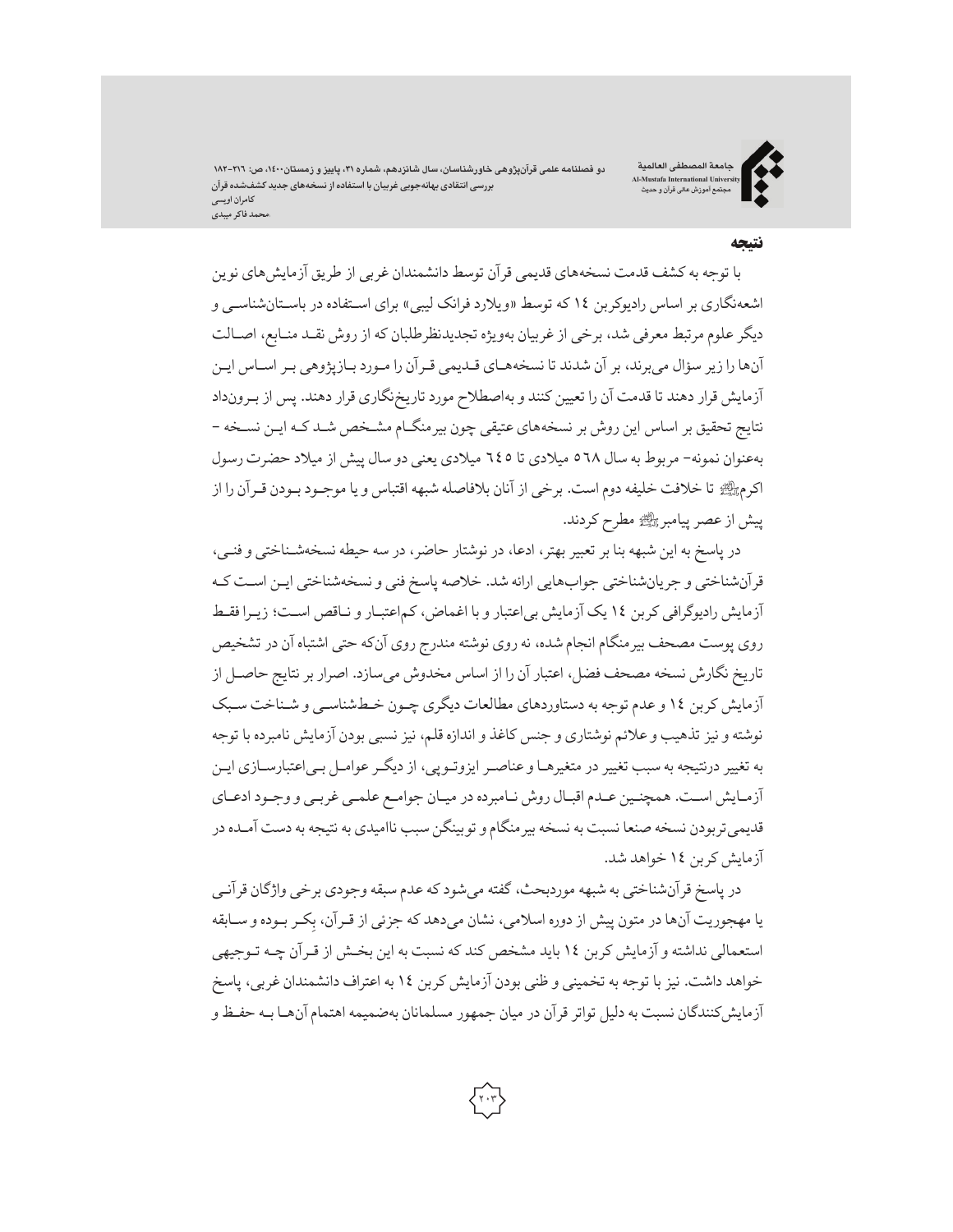**نتیجه**

با توجه به کشف قدمت نسخه‌های قدیمی قرآن توسط دانشمندان غربی از طریق آزمایش‌های نوین اشعه‌نگاری بر اساس رادیوکربن ١٤ که توسط «ویلارد فرانک لیبی» برای اسـتفاده در باسـتان‌شناسـی و دیگر علوم مرتبط معرفی شد، برخی از غربیان به‌ویژه تجدیدنظرطلبان که از روش نقـد منـابع، اصـالت آن‌ها را زیر سؤال می‌برند، بر آن شدند تا نسخه‌هـای قـدیمی قـرآن را مـورد بـازپژوهی بـر اسـاس ایـن آزمایش قرار دهند تا قدمت آن را تعیین کنند و به‌اصطلاح مورد تاریخ‌نگاری قرار دهند. پس از بـرونداد نتایج تحقیق بر اساس این روش بر نسخه‌های عتیقی چون بیرمنگـام مشـخص شـد کـه ایـن نسـخه - به‌عنوان نمونه- مربوط به سال ٥٦٨ میلادی تا ٦٤٥ میلادی یعنی دو سال پیش از میلاد حضرت رسول اکرمﷺ تا خلافت خلیفه دوم است. برخی از آنان بلافاصله شبهه اقتباس و یا موجـود بـودن قـرآن را از پیش از عصر پیامبرﷺ مطرح کردند.

در پاسخ به این شبهه بنا بر تعبیر بهتر، ادعا، در نوشتار حاضر، در سه حیطه نسخه‌شـناختی و فنـی، قرآن‌شناختی و جریان‌شناختی جواب‌هایی ارائه شد. خلاصه پاسخ فنی و نسخه‌شناختی ایـن اسـت کـه آزمایش رادیوگرافی کربن ١٤ یک آزمایش بی‌اعتبار و با اغماض، کم‌اعتبـار و نـاقص اسـت؛ زیـرا فقـط روی پوست مصحف بیرمنگام انجام شده، نه روی نوشته مندرج روی آن‌که حتی اشتباه آن در تشخیص تاریخ نگارش نسخه مصحف فضل، اعتبار آن را از اساس مخدوش می‌سازد. اصرار بر نتایج حاصـل از آزمایش کربن ١٤ و عدم توجه به دستاوردهای مطالعات دیگری چـون خـط‌شناسـی و شـناخت سـبک نوشته و نیز تذهیب و علائم نوشتاری و جنس کاغذ و اندازه قلم، نیز نسبی بودن آزمایش نامبرده با توجه به تغییر درنتیجه به سبب تغییر در متغیرهـا و عناصـر ایزوتـوپی، از دیگـر عوامـل بـی‌اعتبارسـازی ایـن آزمـایش اسـت. همچنـین عـدم اقبـال روش نـامبرده در میـان جوامـع علمـی غربـی و وجـود ادعـای قدیمی‌تربودن نسخه صنعا نسبت به نسخه بیرمنگام و توبینگن سبب ناامیدی به نتیجه به دست آمـده در آزمایش کربن ١٤ خواهد شد.

در پاسخ قرآن‌شناختی به شبهه موردبحث، گفته می‌شود که عدم سبقه وجودی برخی واژگان قرآنـی یا مهجوریت آن‌ها در متون پیش از دوره اسلامی، نشان می‌دهد که جزئی از قـرآن، بِکـر بـوده و سـابقه استعمالی نداشته و آزمایش کربن ١٤ باید مشخص کند که نسبت به این بخـش از قـرآن چـه تـوجیهی خواهد داشت. نیز با توجه به تخمینی و ظنی بودن آزمایش کربن ١٤ به اعتراف دانشمندان غربی، پاسخ آزمایش‌کنندگان نسبت به دلیل تواتر قرآن در میان جمهور مسلمانان به‌ضمیمه اهتمام آن‌هـا بـه حفـظ و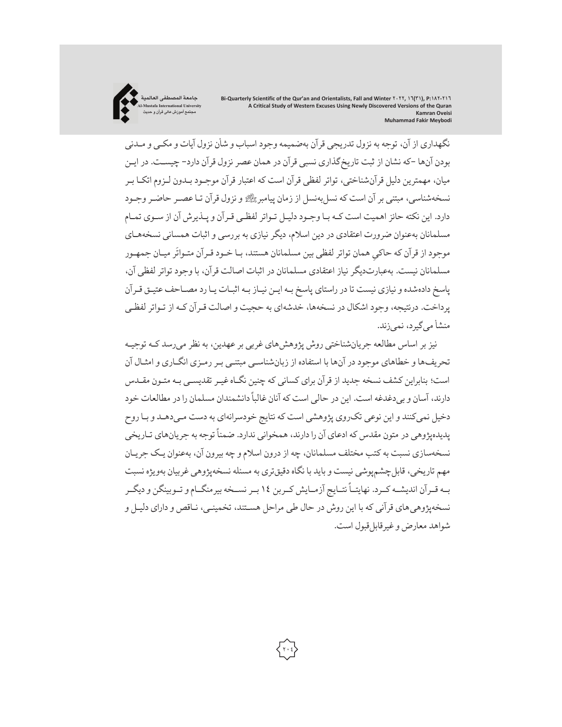نگهداری از آن، توجه به نزول تدریجی قرآن به‌ضمیمه وجود اسباب و شأن نزول آیات و مکی و مدنی بودن آن‌ها -که نشان از ثبت تاریخ‌گذاری نسبی قرآن در همان عصر نزول قرآن دارد- چیست. در این میان، مهمترین دلیل قرآن‌شناختی، تواتر لفظی قرآن است که اعتبار قرآن موجود بدون لزوم اتکا بر نسخه‌شناسی، مبتنی بر آن است که نسل‌به‌نسل از زمان پیامبر ﷺ و نزول قرآن تا عصر حاضر وجود دارد. این نکته حائز اهمیت است که با وجود دلیل تواتر لفظی قرآن و پذیرش آن از سوی تمام مسلمانان به‌عنوان ضرورت اعتقادی در دین اسلام، دیگر نیازی به بررسی و اثبات همسانی نسخه‌های موجود از قرآن که حاکیِ همان تواتر لفظی بین مسلمانان هستند، با خود قرآن متواتَر میان جمهور مسلمانان نیست. به‌عبارت‌دیگر نیاز اعتقادی مسلمانان در اثبات اصالت قرآن، با وجود تواتر لفظی آن، پاسخ داده‌شده و نیازی نیست تا در راستای پاسخ به این نیاز به اثبات یا رد مصاحف عتیق قرآن پرداخت. درنتیجه، وجود اشکال در نسخه‌ها، خدشه‌ای به حجیت و اصالت قرآن که از تواتر لفظی منشأ می‌گیرد، نمی‌زند.

نیز بر اساس مطالعه جریان‌شناختی روش پژوهش‌های غربی بر عهدین، به نظر می‌رسد که توجیه تحریف‌ها و خطاهای موجود در آن‌ها با استفاده از زبان‌شناسی مبتنی بر رمزی انگاری و امثال آن است؛ بنابراین کشف نسخه جدید از قرآن برای کسانی که چنین نگاه غیر تقدیسی به متون مقدس دارند، آسان و بی‌دغدغه است. این در حالی است که آنان غالباً دانشمندان مسلمان را در مطالعات خود دخیل نمی‌کنند و این نوعی تک‌روی پژوهشی است که نتایج خودسرانه‌ای به دست می‌دهد و با روح پدیده‌پژوهی در متون مقدس که ادعای آن را دارند، همخوانی ندارد. ضمناً توجه به جریان‌های تاریخی نسخه‌سازی نسبت به کتب مختلف مسلمانان، چه از درون اسلام و چه بیرون آن، به‌عنوان یک جریان مهم تاریخی، قابل چشم‌پوشی نیست و باید با نگاه دقیق‌تری به مسئله نسخه‌پژوهی غربیان به‌ویژه نسبت به قرآن اندیشه کرد. نهایتاً نتایج آزمایش کربن ۱۴ بر نسخه بیرمنگام و توبینگن و دیگر نسخه‌پژوهی‌های قرآنی که با این روش در حال طی مراحل هستند، تخمینی، ناقص و دارای دلیل و شواهد معارض و غیرقابل‌قبول است.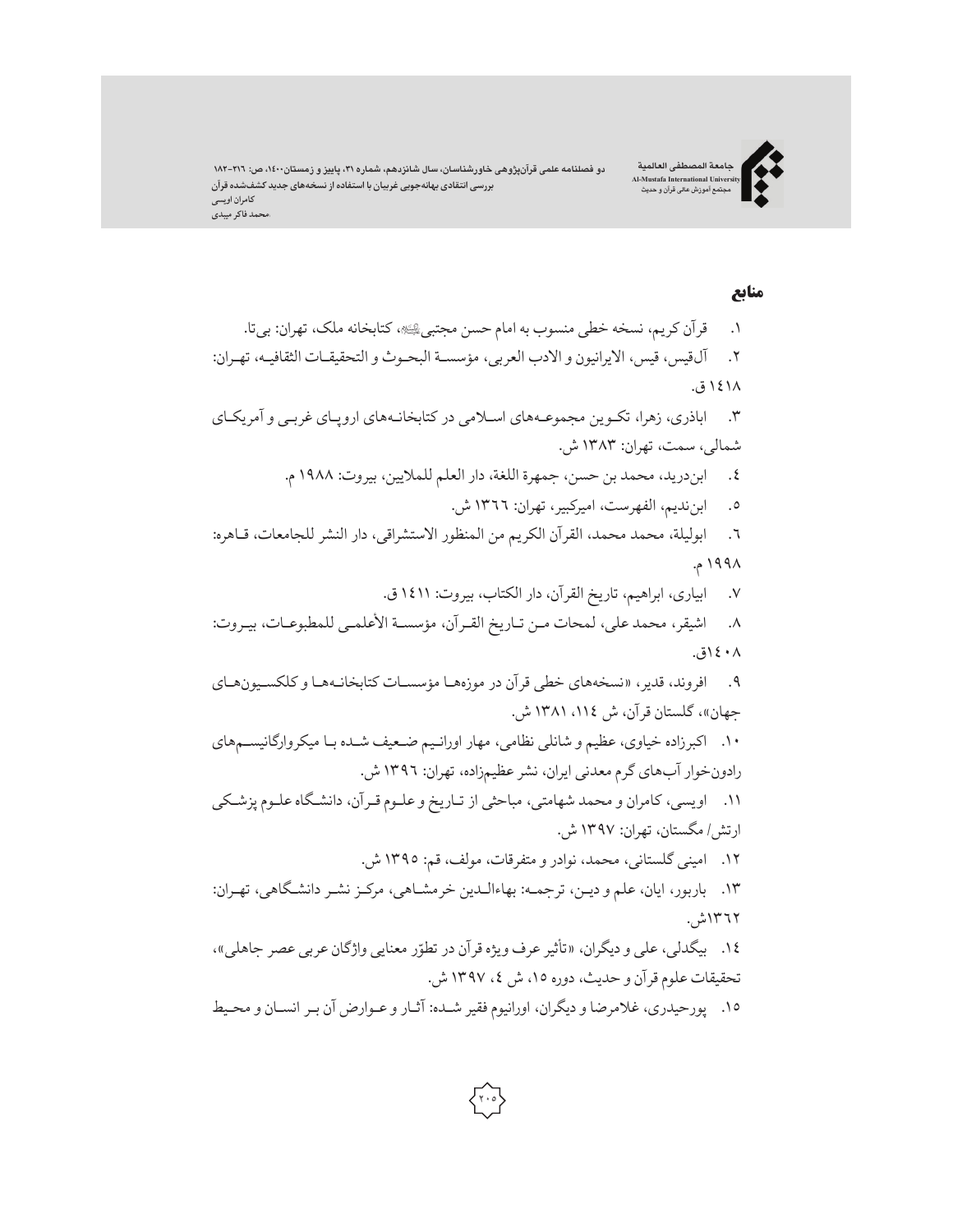## منابع

۱. قرآن کریم، نسخه خطی منسوب به امام حسن مجتبی﵇، کتابخانه ملک، تهران: بی‌تا.

۲. آل‌قیس، قیس، الایرانیون و الادب العربی، مؤسسة البحوث و التحقیقات الثقافیه، تهران: ١٤١٨ ق.

۳. اباذری، زهرا، تکوین مجموعه‌های اسلامی در کتابخانه‌های اروپای غربی و آمریکای شمالی، سمت، تهران: ۱۳۸۳ ش.

٤. ابن‌درید، محمد بن حسن، جمهرة اللغة، دار العلم للملایین، بیروت: ۱۹۸۸ م.

٥. ابن‌ندیم، الفهرست، امیرکبیر، تهران: ١٣٦٦ ش.

٦. ابولیلة، محمد محمد، القرآن الکریم من المنظور الاستشراقی، دار النشر للجامعات، قاهره: ۱۹۹۸ م.

٧. ابیاری، ابراهیم، تاریخ القرآن، دار الکتاب، بیروت: ١٤١١ ق.

٨. اشیقر، محمد علی، لمحات من تاریخ القرآن، مؤسسة الأعلمی للمطبوعات، بیروت: ١٤٠٨ق.

٩. افروند، قدیر، «نسخه‌های خطی قرآن در موزه‌ها مؤسسات کتابخانه‌ها و کلکسیون‌های جهان»، گلستان قرآن، ش ١١٤، ١٣٨١ ش.

١٠. اکبرزاده خیاوی، عظیم و شانلی نظامی، مهار اورانیم ضعیف شده با میکروارگانیسم‌های رادون‌خوار آب‌های گرم معدنی ایران، نشر عظیم‌زاده، تهران: ١٣٩٦ ش.

١١. اویسی، کامران و محمد شهامتی، مباحثی از تاریخ و علوم قرآن، دانشگاه علوم پزشکی ارتش/ مگستان، تهران: ۱۳۹۷ ش.

١٢. امینی گلستانی، محمد، نوادر و متفرقات، مولف، قم: ۱۳۹۵ ش.

١٣. باربور، ایان، علم و دین، ترجمه: بهاءالدین خرمشاهی، مرکز نشر دانشگاهی، تهران: ١٣٦٢ش.

١٤. بیگدلی، علی و دیگران، «تأثیر عرف ویژه قرآن در تطوّر معنایی واژگان عربی عصر جاهلی»، تحقیقات علوم قرآن و حدیث، دوره ١٥، ش ٤، ١٣٩٧ ش.

١٥. پورحیدری، غلامرضا و دیگران، اورانیوم فقیر شده: آثار و عوارض آن بر انسان و محیط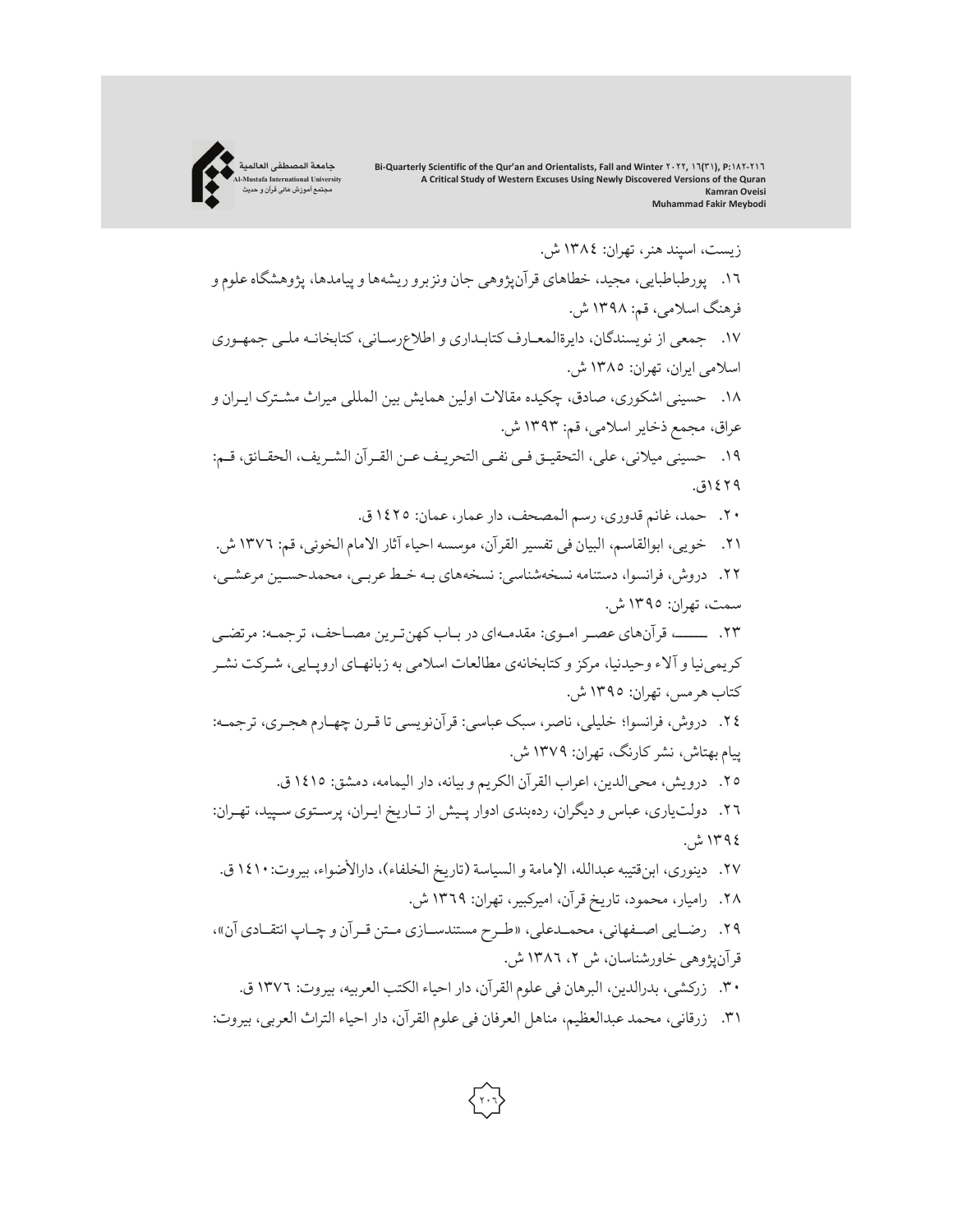زیست، اسپند هنر، تهران: ١٣٨٤ ش.

١٦. پورطباطبایی، مجید، خطاهای قرآن‌پژوهی جان ونزبرو ریشه‌ها و پیامدها، پژوهشگاه علوم و فرهنگ اسلامی، قم: ١٣٩٨ ش.

١٧. جمعی از نویسندگان، دایرةالمعارف کتابداری و اطلاع‌رسانی، کتابخانه ملی جمهوری اسلامی ایران، تهران: ١٣٨٥ ش.

١٨. حسینی اشکوری، صادق، چکیده مقالات اولین همایش بین المللی میراث مشترک ایران و عراق، مجمع ذخایر اسلامی، قم: ١٣٩٣ ش.

١٩. حسینی میلانی، علی، التحقیق فی نفی التحریف عن القرآن الشریف، الحقائق، قم: ١٤٢٩ق.

٢٠. حمد، غانم قدوری، رسم المصحف، دار عمار، عمان: ١٤٢٥ ق.

٢١. خویی، ابوالقاسم، البیان فی تفسیر القرآن، موسسه احیاء آثار الامام الخوئی، قم: ١٣٧٦ ش.

٢٢. دروش، فرانسوا، دستنامه نسخه‌شناسی: نسخه‌های به خط عربی، محمدحسین مرعشی، سمت، تهران: ١٣٩٥ ش.

٢٣. ـــــــ، قرآن‌های عصر اموی: مقدمه‌ای در باب کهن‌ترین مصاحف، ترجمه: مرتضی کریمی‌نیا و آلاء وحیدنیا، مرکز و کتابخانه‌ی مطالعات اسلامی به زبانهای اروپایی، شرکت نشر کتاب هرمس، تهران: ١٣٩٥ ش.

٢٤. دروش، فرانسوا؛ خلیلی، ناصر، سبک عباسی: قرآن‌نویسی تا قرن چهارم هجری، ترجمه: پیام بهتاش، نشر کارنگ، تهران: ١٣٧٩ ش.

٢٥. درویش، محی‌الدین، اعراب القرآن الکریم و بیانه، دار الیمامه، دمشق: ١٤١٥ ق.

٢٦. دولت‌یاری، عباس و دیگران، رده‌بندی ادوار پیش از تاریخ ایران، پرستوی سپید، تهران: ١٣٩٤ ش.

٢٧. دینوری، ابن‌قتیبه عبدالله، الإمامة و السیاسة (تاریخ الخلفاء)، دارالأضواء، بیروت: ١٤١٠ ق.

٢٨. رامیار، محمود، تاریخ قرآن، امیرکبیر، تهران: ١٣٦٩ ش.

٢٩. رضایی اصفهانی، محمدعلی، «طرح مستندسازی متن قرآن و چاپ انتقادی آن»، قرآن‌پژوهی خاورشناسان، ش ٢، ١٣٨٦ ش.

٣٠. زرکشی، بدرالدین، البرهان فی علوم القرآن، دار احیاء الکتب العربیه، بیروت: ١٣٧٦ ق.

٣١. زرقانی، محمد عبدالعظیم، مناهل العرفان فی علوم القرآن، دار احیاء التراث العربی، بیروت: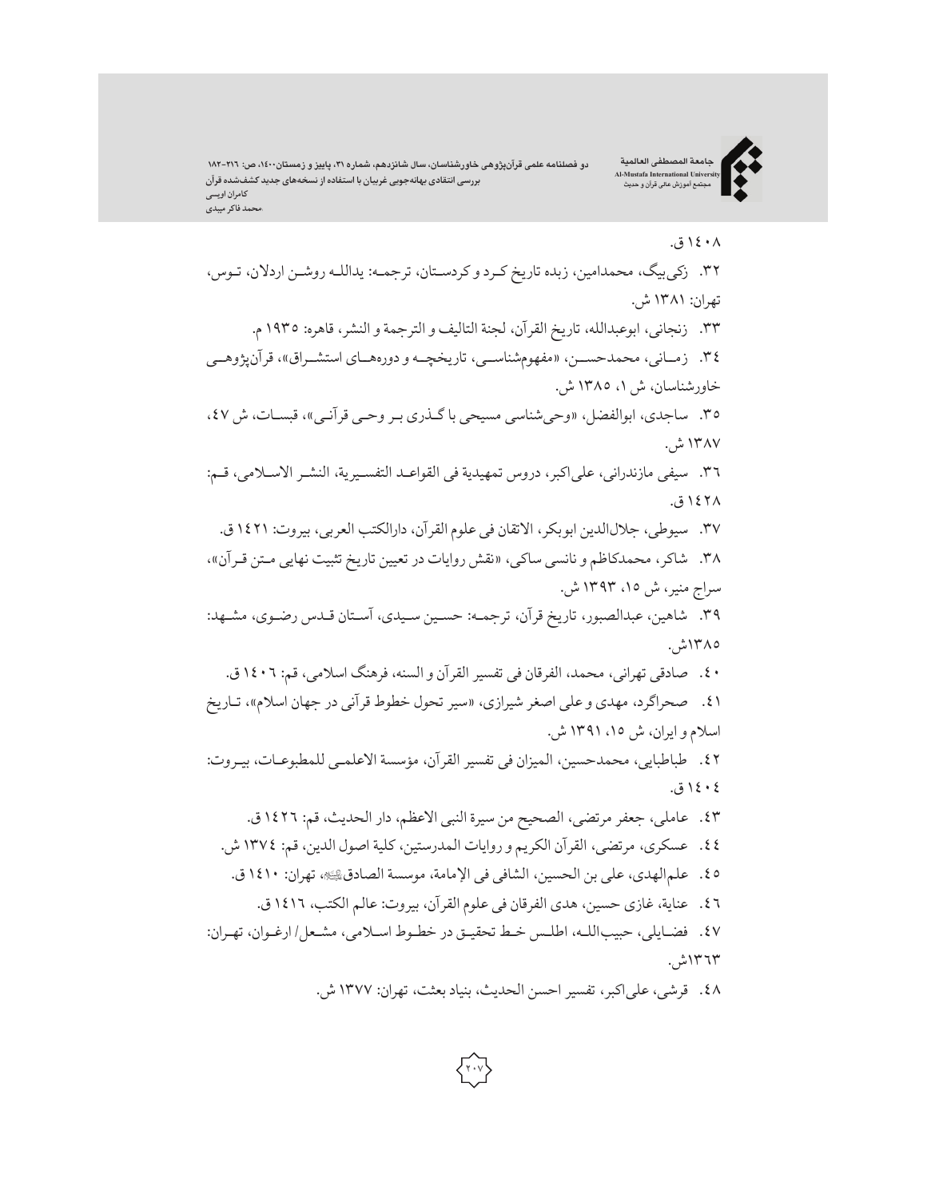۱۴۰۸ق.

۳۲. زکی‌بیگ، محمدامین، زبده تاریخ کرد و کردستان، ترجمه: یدالله روشن اردلان، توس، تهران: ۱۳۸۱ ش.

۳۳. زنجانی، ابوعبدالله، تاریخ القرآن، لجنة التالیف و الترجمة و النشر، قاهره: ۱۹۳۵ م.

۳۴. زمانی، محمدحسن، «مفهوم‌شناسی، تاریخچه و دوره‌های استشراق»، قرآن‌پژوهی خاورشناسان، ش ۱، ۱۳۸۵ ش.

۳۵. ساجدی، ابوالفضل، «وحی‌شناسی مسیحی با گذری بر وحی قرآنی»، قبسات، ش ۴۷، ۱۳۸۷ ش.

۳۶. سیفی مازندرانی، علی‌اکبر، دروس تمهیدیة فی القواعد التفسیریة، النشر الاسلامی، قم: ۱۴۲۸ق.

۳۷. سیوطی، جلال‌الدین ابوبکر، الاتقان فی علوم القرآن، دارالکتب العربی، بیروت: ۱۴۲۱ق.

۳۸. شاکر، محمدکاظم و نانسی ساکی، «نقش روایات در تعیین تاریخ تثبیت نهایی متن قرآن»، سراج منیر، ش ۱۵، ۱۳۹۳ ش.

۳۹. شاهین، عبدالصبور، تاریخ قرآن، ترجمه: حسین سیدی، آستان قدس رضوی، مشهد: ۱۳۸۵ش.

۴۰. صادقی تهرانی، محمد، الفرقان فی تفسیر القرآن و السنه، فرهنگ اسلامی، قم: ۱۴۰۶ق.

۴۱. صحراگرد، مهدی و علی اصغر شیرازی، «سیر تحول خطوط قرآنی در جهان اسلام»، تاریخ اسلام و ایران، ش ۱۵، ۱۳۹۱ ش.

۴۲. طباطبایی، محمدحسین، المیزان فی تفسیر القرآن، مؤسسة الاعلمی للمطبوعات، بیروت: ۱۴۰۴ق.

۴۳. عاملی، جعفر مرتضی، الصحیح من سیرة النبی الاعظم، دار الحدیث، قم: ۱۴۲۶ق.

۴۴. عسکری، مرتضی، القرآن الکریم و روایات المدرستین، کلیة اصول الدین، قم: ۱۳۷۴ ش.

۴۵. علم‌الهدی، علی بن الحسین، الشافی فی الإمامة، موسسة الصادق﵇، تهران: ۱۴۱۰ق.

۴۶. عنایة، غازی حسین، هدی الفرقان فی علوم القرآن، بیروت: عالم الکتب، ۱۴۱۶ق.

۴۷. فضایلی، حبیب‌الله، اطلس خط تحقیق در خطوط اسلامی، مشعل/ ارغوان، تهران: ۱۳۶۳ش.

۴۸. قرشی، علی‌اکبر، تفسیر احسن الحدیث، بنیاد بعثت، تهران: ۱۳۷۷ ش.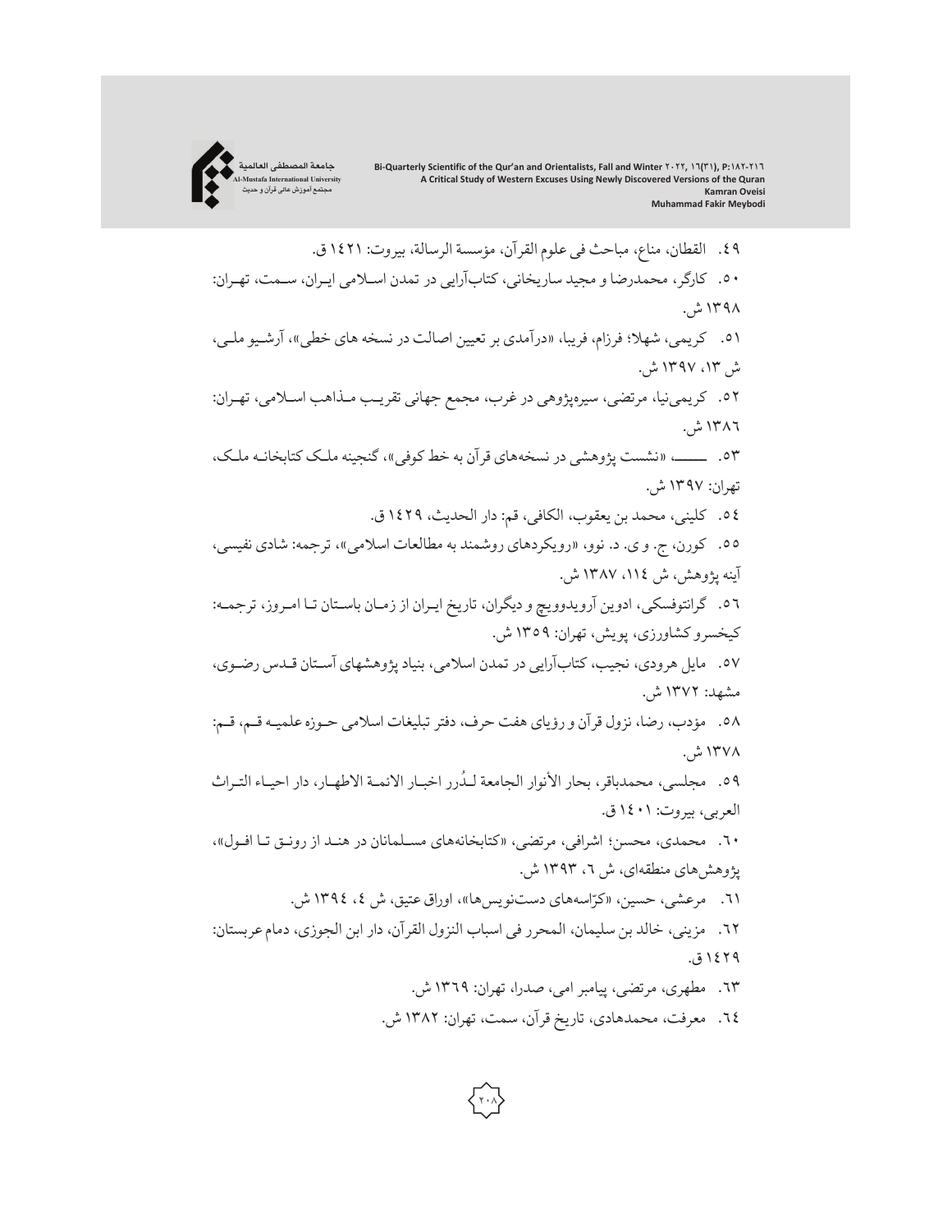٤٩. القطان، مناع، مباحث فی علوم القرآن، مؤسسة الرسالة، بیروت: ١٤٢١ ق.

٥٠. کارگر، محمدرضا و مجید ساریخانی، کتاب‌آرایی در تمدن اسلامی ایران، سمت، تهران: ١٣٩٨ ش.

٥١. کریمی، شهلا؛ فرزام، فریبا، «درآمدی بر تعیین اصالت در نسخه های خطی»، آرشیو ملی، ش ١٣، ١٣٩٧ ش.

٥٢. کریمی‌نیا، مرتضی، سیره‌پژوهی در غرب، مجمع جهانی تقریب مذاهب اسلامی، تهران: ١٣٨٦ ش.

٥٣. ـــــ، «نشست پژوهشی در نسخه‌های قرآن به خط کوفی»، گنجینه ملک کتابخانه ملک، تهران: ١٣٩٧ ش.

٥٤. کلینی، محمد بن یعقوب، الکافی، قم: دار الحدیث، ١٤٢٩ ق.

٥٥. کورن، ج. و ی. د. نوو، «رویکردهای روشمند به مطالعات اسلامی»، ترجمه: شادی نفیسی، آینه پژوهش، ش ١١٤، ١٣٨٧ ش.

٥٦. گرانتوفسکی، ادوین آرویدوویچ و دیگران، تاریخ ایران از زمان باستان تا امروز، ترجمه: کیخسرو کشاورزی، پویش، تهران: ١٣٥٩ ش.

٥٧. مایل هروی، نجیب، کتاب‌آرایی در تمدن اسلامی، بنیاد پژوهشهای آستان قدس رضوی، مشهد: ١٣٧٢ ش.

٥٨. مؤدب، رضا، نزول قرآن و رؤیای هفت حرف، دفتر تبلیغات اسلامی حوزه علمیه قم، قم: ١٣٧٨ ش.

٥٩. مجلسی، محمدباقر، بحار الأنوار الجامعة لدُرر اخبار الائمة الاطهار، دار احیاء التراث العربی، بیروت: ١٤٠١ ق.

٦٠. محمدی، محسن؛ اشرافی، مرتضی، «کتابخانه‌های مسلمانان در هند از رونق تا افول»، پژوهش‌های منطقه‌ای، ش ٦، ١٣٩٣ ش.

٦١. مرعشی، حسین، «کرّاسه‌های دست‌نویس‌ها»، اوراق عتیق، ش ٤، ١٣٩٤ ش.

٦٢. مزینی، خالد بن سلیمان، المحرر فی اسباب النزول القرآن، دار ابن الجوزی، دمام عربستان: ١٤٢٩ ق.

٦٣. مطهری، مرتضی، پیامبر امی، صدرا، تهران: ١٣٦٩ ش.

٦٤. معرفت، محمدهادی، تاریخ قرآن، سمت، تهران: ١٣٨٢ ش.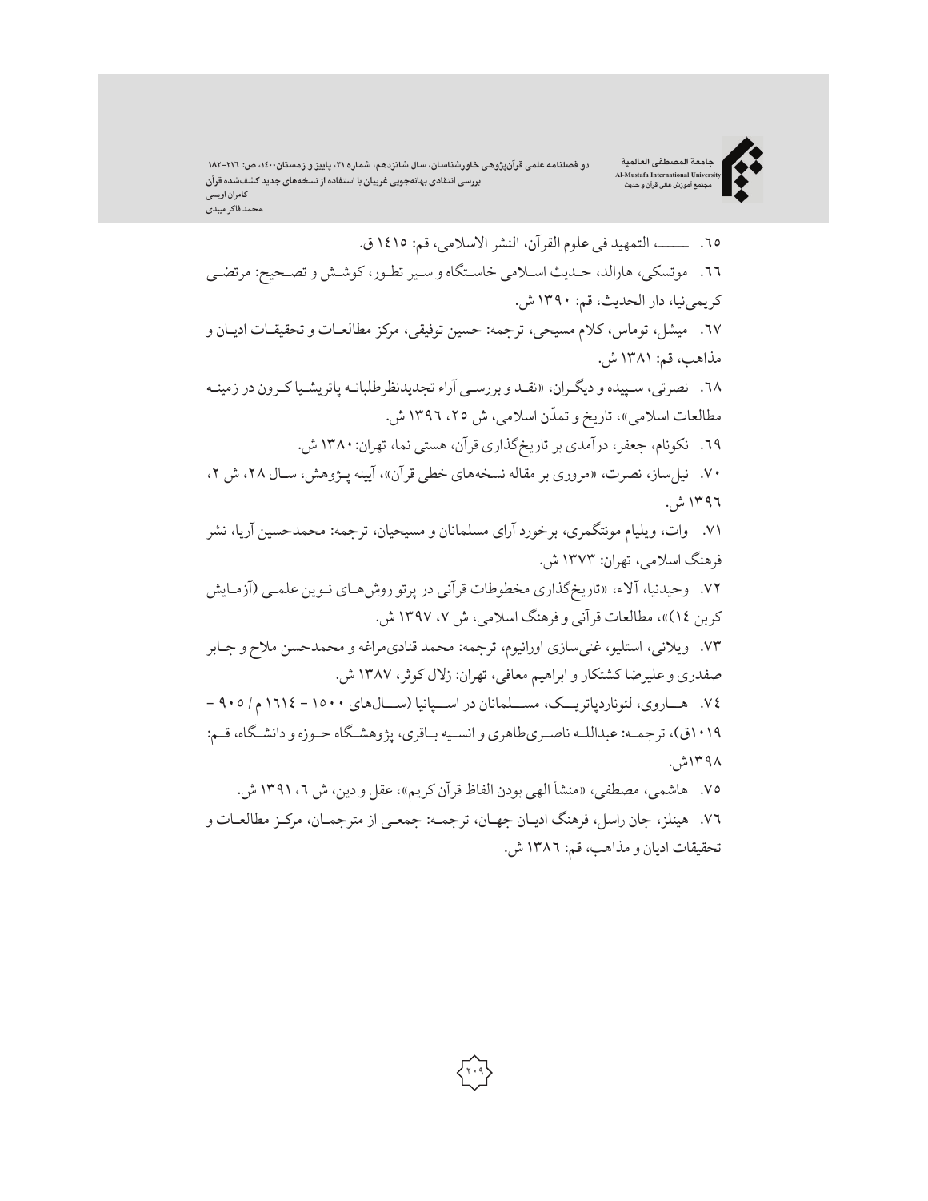٦٥. ـــــــ، التمهید فی علوم القرآن، النشر الاسلامی، قم: ١٤١٥ ق.

٦٦. موتسکی، هارالد، حدیث اسلامی خاستگاه و سیر تطور، کوشش و تصحیح: مرتضی کریمی‌نیا، دار الحدیث، قم: ١٣٩٠ ش.

٦٧. میشل، توماس، کلام مسیحی، ترجمه: حسین توفیقی، مرکز مطالعات و تحقیقات ادیان و مذاهب، قم: ١٣٨١ ش.

٦٨. نصرتی، سپیده و دیگران، «نقد و بررسی آراء تجدیدنظرطلبانه پاتریشیا کرون در زمینه مطالعات اسلامی»، تاریخ و تمدّن اسلامی، ش ٢٥، ١٣٩٦ ش.

٦٩. نکونام، جعفر، درآمدی بر تاریخ‌گذاری قرآن، هستی نما، تهران: ١٣٨٠ ش.

٧٠. نیل‌ساز، نصرت، «مروری بر مقاله نسخه‌های خطی قرآن»، آیینه پژوهش، سال ٢٨، ش ٢، ١٣٩٦ ش.

٧١. وات، ویلیام مونتگمری، برخورد آرای مسلمانان و مسیحیان، ترجمه: محمدحسین آریا، نشر فرهنگ اسلامی، تهران: ١٣٧٣ ش.

٧٢. وحیدنیا، آلاء، «تاریخ‌گذاری مخطوطات قرآنی در پرتو روش‌های نوین علمی (آزمایش کربن ١٤)»، مطالعات قرآنی و فرهنگ اسلامی، ش ٧، ١٣٩٧ ش.

٧٣. ویلانی، استلیو، غنی‌سازی اورانیوم، ترجمه: محمد قنادی‌مراغه و محمدحسن ملاح و جابر صفدری و علیرضا کشتکار و ابراهیم معافی، تهران: زلال کوثر، ١٣٨٧ ش.

٧٤. هاروی، لئوناردپاتریک، مسلمانان در اسپانیا (سال‌های ١٥٠٠ - ١٦١٤ م / ٩٠٥ - ١٠١٩ق)، ترجمه: عبدالله ناصری‌طاهری و انسیه باقری، پژوهشگاه حوزه و دانشگاه، قم: ١٣٩٨ش.

٧٥. هاشمی، مصطفی، «منشأ الهی بودن الفاظ قرآن کریم»، عقل و دین، ش ٦، ١٣٩١ ش.

٧٦. هینلز، جان راسل، فرهنگ ادیان جهان، ترجمه: جمعی از مترجمان، مرکز مطالعات و تحقیقات ادیان و مذاهب، قم: ١٣٨٦ ش.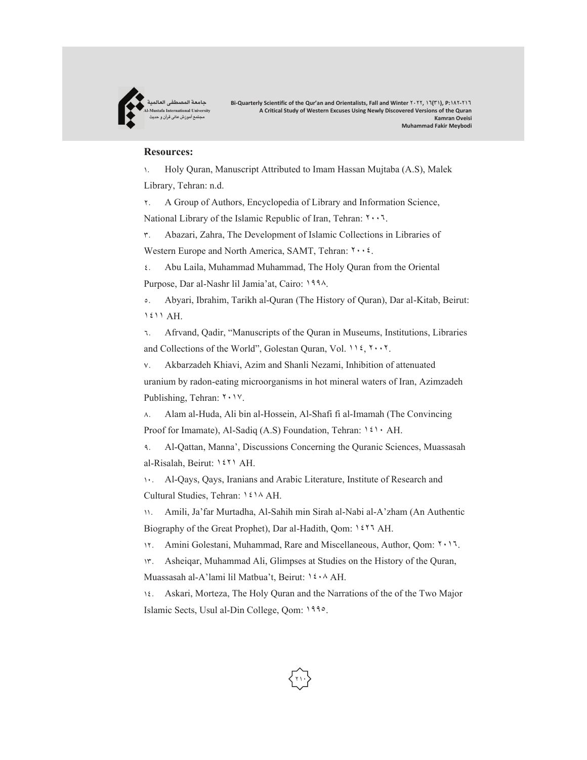**Resources:**

١. Holy Quran, Manuscript Attributed to Imam Hassan Mujtaba (A.S), Malek Library, Tehran: n.d.

٢. A Group of Authors, Encyclopedia of Library and Information Science, National Library of the Islamic Republic of Iran, Tehran: ٢٠٠٦.

٣. Abazari, Zahra, The Development of Islamic Collections in Libraries of Western Europe and North America, SAMT, Tehran: ٢٠٠٤.

٤. Abu Laila, Muhammad Muhammad, The Holy Quran from the Oriental Purpose, Dar al-Nashr lil Jamia'at, Cairo: ١٩٩٨.

٥. Abyari, Ibrahim, Tarikh al-Quran (The History of Quran), Dar al-Kitab, Beirut: ١٤١١ AH.

٦. Afrvand, Qadir, "Manuscripts of the Quran in Museums, Institutions, Libraries and Collections of the World", Golestan Quran, Vol. ١١٤, ٢٠٠٢.

٧. Akbarzadeh Khiavi, Azim and Shanli Nezami, Inhibition of attenuated uranium by radon-eating microorganisms in hot mineral waters of Iran, Azimzadeh Publishing, Tehran: ٢٠١٧.

٨. Alam al-Huda, Ali bin al-Hossein, Al-Shafi fi al-Imamah (The Convincing Proof for Imamate), Al-Sadiq (A.S) Foundation, Tehran: ١٤١٠ AH.

٩. Al-Qattan, Manna', Discussions Concerning the Quranic Sciences, Muassasah al-Risalah, Beirut: ١٤٢١ AH.

١٠. Al-Qays, Qays, Iranians and Arabic Literature, Institute of Research and Cultural Studies, Tehran: ١٤١٨ AH.

١١. Amili, Ja'far Murtadha, Al-Sahih min Sirah al-Nabi al-A'zham (An Authentic Biography of the Great Prophet), Dar al-Hadith, Qom: ١٤٢٦ AH.

١٢. Amini Golestani, Muhammad, Rare and Miscellaneous, Author, Qom: ٢٠١٦.

١٣. Asheiqar, Muhammad Ali, Glimpses at Studies on the History of the Quran, Muassasah al-A'lami lil Matbua't, Beirut: ١٤٠٨ AH.

١٤. Askari, Morteza, The Holy Quran and the Narrations of the of the Two Major Islamic Sects, Usul al-Din College, Qom: ١٩٩٥.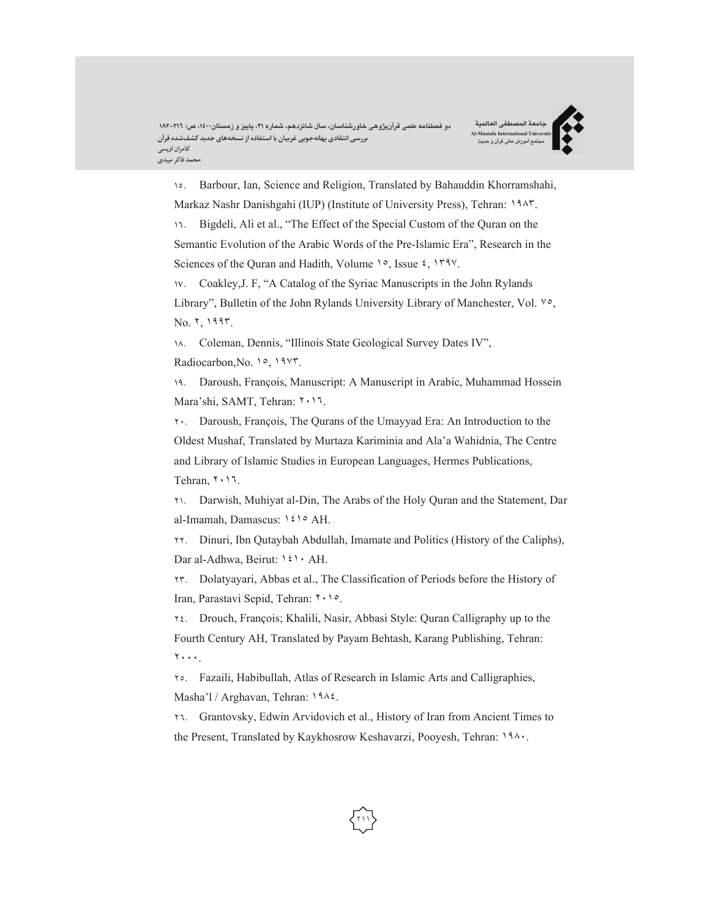۱۵. Barbour, Ian, Science and Religion, Translated by Bahauddin Khorramshahi, Markaz Nashr Danishgahi (IUP) (Institute of University Press), Tehran: ۱۹۸۳.

۱٦. Bigdeli, Ali et al., "The Effect of the Special Custom of the Quran on the Semantic Evolution of the Arabic Words of the Pre-Islamic Era", Research in the Sciences of the Quran and Hadith, Volume ۱۵, Issue ٤, ۱۳۹۷.

۱۷. Coakley,J. F, "A Catalog of the Syriac Manuscripts in the John Rylands Library", Bulletin of the John Rylands University Library of Manchester, Vol. ۷۵, No. ۲, ۱۹۹۳.

۱۸. Coleman, Dennis, "Illinois State Geological Survey Dates IV", Radiocarbon,No. ۱۵, ۱۹۷۳.

۱۹. Daroush, François, Manuscript: A Manuscript in Arabic, Muhammad Hossein Mara'shi, SAMT, Tehran: ۲۰۱٦.

۲۰. Daroush, François, The Qurans of the Umayyad Era: An Introduction to the Oldest Mushaf, Translated by Murtaza Kariminia and Ala'a Wahidnia, The Centre and Library of Islamic Studies in European Languages, Hermes Publications, Tehran, ۲۰۱٦.

۲۱. Darwish, Muhiyat al-Din, The Arabs of the Holy Quran and the Statement, Dar al-Imamah, Damascus: ۱٤۱۵ AH.

۲۲. Dinuri, Ibn Qutaybah Abdullah, Imamate and Politics (History of the Caliphs), Dar al-Adhwa, Beirut: ۱٤۱۰ AH.

۲۳. Dolatyayari, Abbas et al., The Classification of Periods before the History of Iran, Parastavi Sepid, Tehran: ۲۰۱۵.

۲٤. Drouch, François; Khalili, Nasir, Abbasi Style: Quran Calligraphy up to the Fourth Century AH, Translated by Payam Behtash, Karang Publishing, Tehran: ۲۰۰۰.

۲۵. Fazaili, Habibullah, Atlas of Research in Islamic Arts and Calligraphies, Masha'l / Arghavan, Tehran: ۱۹۸٤.

۲٦. Grantovsky, Edwin Arvidovich et al., History of Iran from Ancient Times to the Present, Translated by Kaykhosrow Keshavarzi, Pooyesh, Tehran: ۱۹۸۰.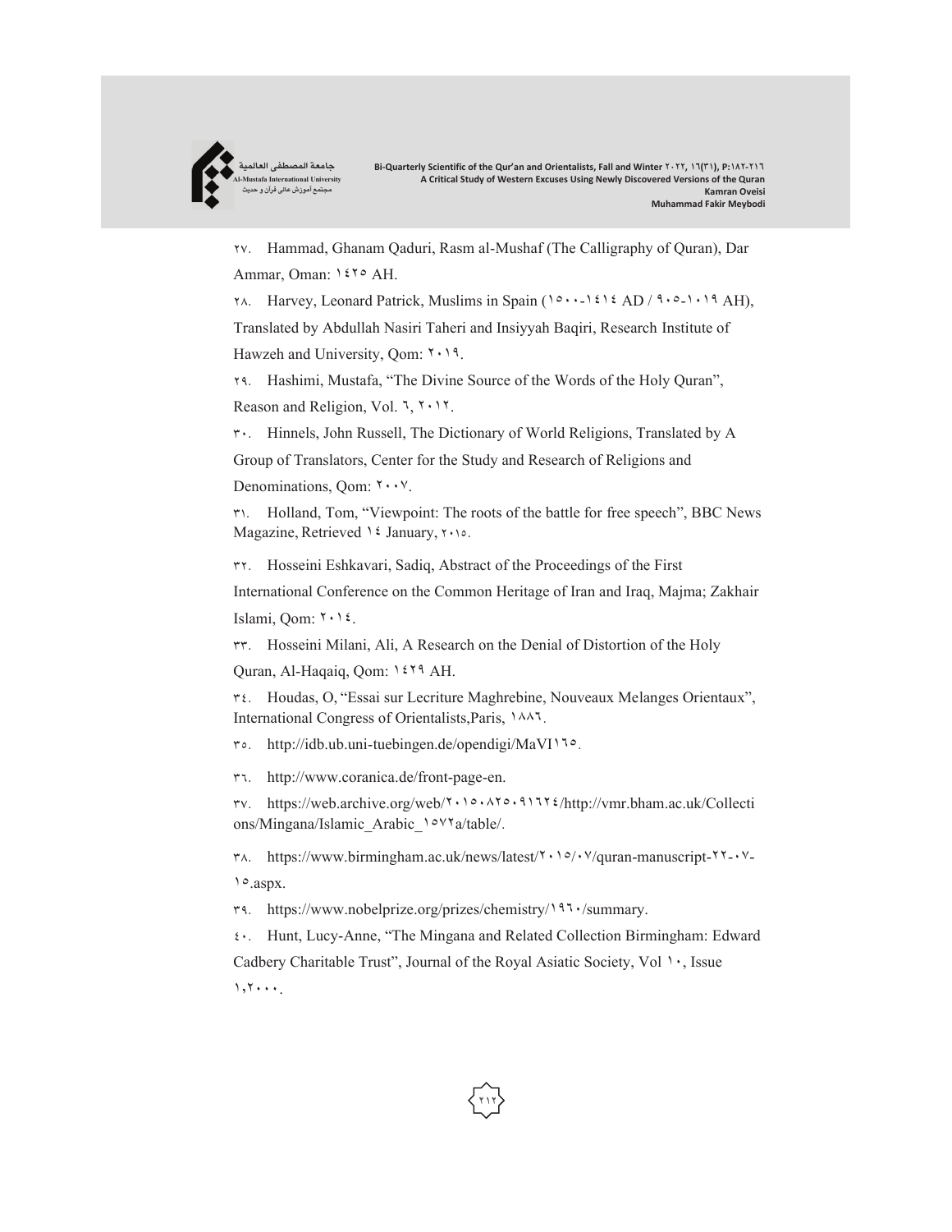٢٧. Hammad, Ghanam Qaduri, Rasm al-Mushaf (The Calligraphy of Quran), Dar Ammar, Oman: ١٤٢٥ AH.

٢٨. Harvey, Leonard Patrick, Muslims in Spain (١٥٠٠-١٤١٤ AD / ٩٠٥-١٠١٩ AH), Translated by Abdullah Nasiri Taheri and Insiyyah Baqiri, Research Institute of Hawzeh and University, Qom: ٢٠١٩.

٢٩. Hashimi, Mustafa, "The Divine Source of the Words of the Holy Quran", Reason and Religion, Vol. ٦, ٢٠١٢.

٣٠. Hinnels, John Russell, The Dictionary of World Religions, Translated by A Group of Translators, Center for the Study and Research of Religions and Denominations, Qom: ٢٠٠٧.

٣١. Holland, Tom, "Viewpoint: The roots of the battle for free speech", BBC News Magazine, Retrieved ١٤ January, ٢٠١٥.

٣٢. Hosseini Eshkavari, Sadiq, Abstract of the Proceedings of the First International Conference on the Common Heritage of Iran and Iraq, Majma; Zakhair Islami, Qom: ٢٠١٤.

٣٣. Hosseini Milani, Ali, A Research on the Denial of Distortion of the Holy Quran, Al-Haqaiq, Qom: ١٤٢٩ AH.

٣٤. Houdas, O, "Essai sur Lecriture Maghrebine, Nouveaux Melanges Orientaux", International Congress of Orientalists,Paris, ١٨٨٦.

٣٥. http://idb.ub.uni-tuebingen.de/opendigi/MaVI١٦٥.

٣٦. http://www.coranica.de/front-page-en.

٣٧. https://web.archive.org/web/٢٠١٥٠٨٢٥٠٩١٦٢٤/http://vmr.bham.ac.uk/Collections/Mingana/Islamic_Arabic_١٥٧٢a/table/.

٣٨. https://www.birmingham.ac.uk/news/latest/٢٠١٥/٠٧/quran-manuscript-٢٢-٠٧-١٥.aspx.

٣٩. https://www.nobelprize.org/prizes/chemistry/١٩٦٠/summary.

٤٠. Hunt, Lucy-Anne, "The Mingana and Related Collection Birmingham: Edward Cadbery Charitable Trust", Journal of the Royal Asiatic Society, Vol ١٠, Issue ١,٢٠٠٠.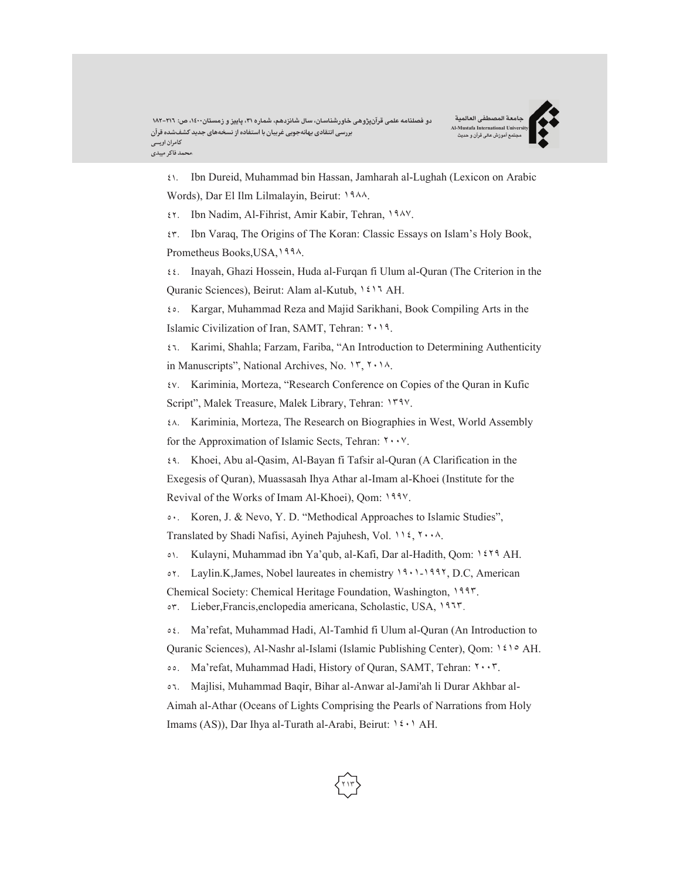٤١. Ibn Dureid, Muhammad bin Hassan, Jamharah al-Lughah (Lexicon on Arabic Words), Dar El Ilm Lilmalayin, Beirut: ١٩٨٨.

٤٢. Ibn Nadim, Al-Fihrist, Amir Kabir, Tehran, ١٩٨٧.

٤٣. Ibn Varaq, The Origins of The Koran: Classic Essays on Islam's Holy Book, Prometheus Books,USA,١٩٩٨.

٤٤. Inayah, Ghazi Hossein, Huda al-Furqan fi Ulum al-Quran (The Criterion in the Quranic Sciences), Beirut: Alam al-Kutub, ١٤١٦ AH.

٤٥. Kargar, Muhammad Reza and Majid Sarikhani, Book Compiling Arts in the Islamic Civilization of Iran, SAMT, Tehran: ٢٠١٩.

٤٦. Karimi, Shahla; Farzam, Fariba, "An Introduction to Determining Authenticity in Manuscripts", National Archives, No. ١٣, ٢٠١٨.

٤٧. Kariminia, Morteza, "Research Conference on Copies of the Quran in Kufic Script", Malek Treasure, Malek Library, Tehran: ١٣٩٧.

٤٨. Kariminia, Morteza, The Research on Biographies in West, World Assembly for the Approximation of Islamic Sects, Tehran: ٢٠٠٧.

٤٩. Khoei, Abu al-Qasim, Al-Bayan fi Tafsir al-Quran (A Clarification in the Exegesis of Quran), Muassasah Ihya Athar al-Imam al-Khoei (Institute for the Revival of the Works of Imam Al-Khoei), Qom: ١٩٩٧.

٥٠. Koren, J. & Nevo, Y. D. "Methodical Approaches to Islamic Studies", Translated by Shadi Nafisi, Ayineh Pajuhesh, Vol. ١١٤, ٢٠٠٨.

٥١. Kulayni, Muhammad ibn Ya'qub, al-Kafi, Dar al-Hadith, Qom: ١٤٢٩ AH.

٥٢. Laylin.K,James, Nobel laureates in chemistry ١٩٠١-١٩٩٢, D.C, American Chemical Society: Chemical Heritage Foundation, Washington, ١٩٩٣.

٥٣. Lieber,Francis,enclopedia americana, Scholastic, USA, ١٩٦٣.

٥٤. Ma'refat, Muhammad Hadi, Al-Tamhid fi Ulum al-Quran (An Introduction to Quranic Sciences), Al-Nashr al-Islami (Islamic Publishing Center), Qom: ١٤١٥ AH.

٥٥. Ma'refat, Muhammad Hadi, History of Quran, SAMT, Tehran: ٢٠٠٣.

٥٦. Majlisi, Muhammad Baqir, Bihar al-Anwar al-Jami'ah li Durar Akhbar al-Aimah al-Athar (Oceans of Lights Comprising the Pearls of Narrations from Holy Imams (AS)), Dar Ihya al-Turath al-Arabi, Beirut: ١٤٠١ AH.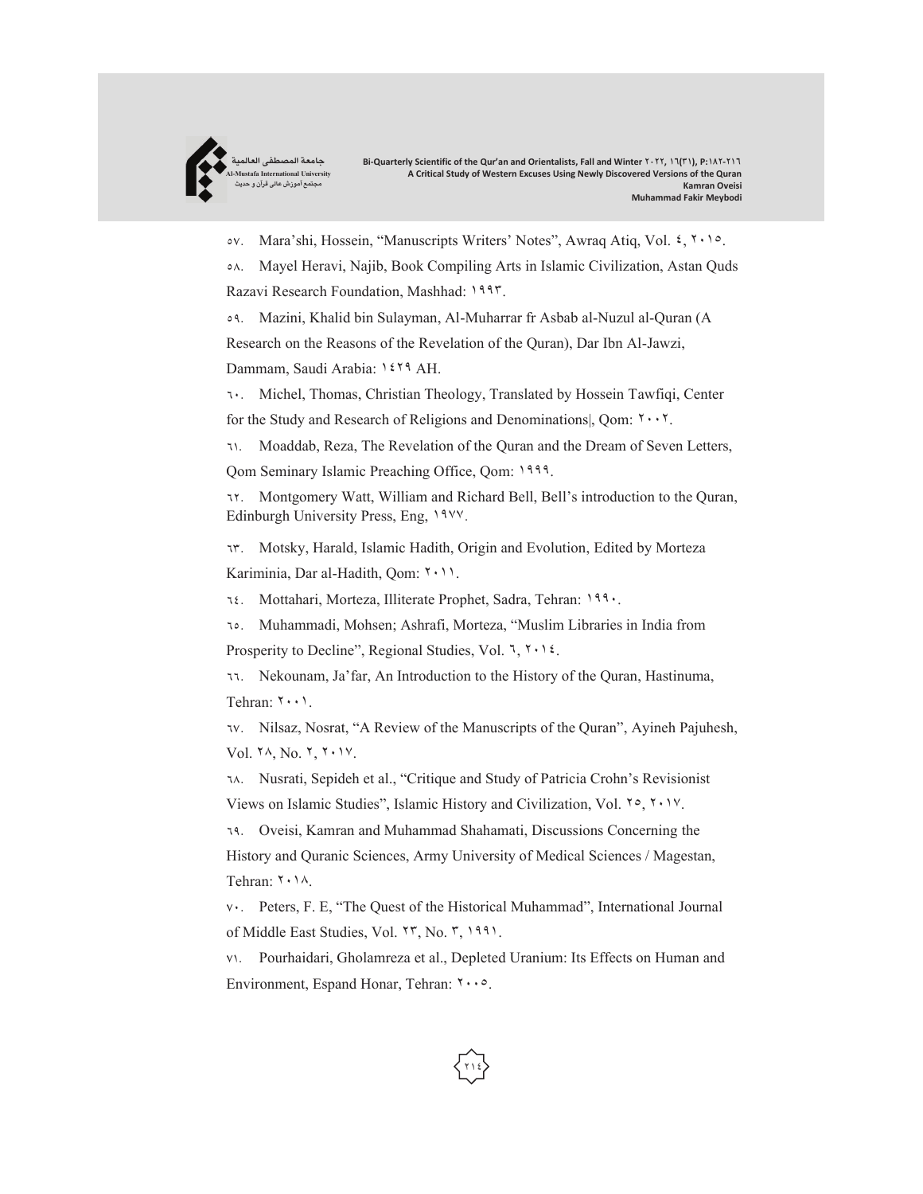٥٧. Mara'shi, Hossein, "Manuscripts Writers' Notes", Awraq Atiq, Vol. ٤, ٢٠١٥.

٥٨. Mayel Heravi, Najib, Book Compiling Arts in Islamic Civilization, Astan Quds Razavi Research Foundation, Mashhad: ١٩٩٣.

٥٩. Mazini, Khalid bin Sulayman, Al-Muharrar fr Asbab al-Nuzul al-Quran (A Research on the Reasons of the Revelation of the Quran), Dar Ibn Al-Jawzi, Dammam, Saudi Arabia: ١٤٢٩ AH.

٦٠. Michel, Thomas, Christian Theology, Translated by Hossein Tawfiqi, Center for the Study and Research of Religions and Denominations|, Qom: ٢٠٠٢.

٦١. Moaddab, Reza, The Revelation of the Quran and the Dream of Seven Letters, Qom Seminary Islamic Preaching Office, Qom: ١٩٩٩.

٦٢. Montgomery Watt, William and Richard Bell, Bell's introduction to the Quran, Edinburgh University Press, Eng, ١٩٧٧.

٦٣. Motsky, Harald, Islamic Hadith, Origin and Evolution, Edited by Morteza Kariminia, Dar al-Hadith, Qom: ٢٠١١.

٦٤. Mottahari, Morteza, Illiterate Prophet, Sadra, Tehran: ١٩٩٠.

٦٥. Muhammadi, Mohsen; Ashrafi, Morteza, "Muslim Libraries in India from Prosperity to Decline", Regional Studies, Vol. ٦, ٢٠١٤.

٦٦. Nekounam, Ja'far, An Introduction to the History of the Quran, Hastinuma, Tehran: ٢٠٠١.

٦٧. Nilsaz, Nosrat, "A Review of the Manuscripts of the Quran", Ayineh Pajuhesh, Vol. ٢٨, No. ٢, ٢٠١٧.

٦٨. Nusrati, Sepideh et al., "Critique and Study of Patricia Crohn's Revisionist Views on Islamic Studies", Islamic History and Civilization, Vol. ٢٥, ٢٠١٧.

٦٩. Oveisi, Kamran and Muhammad Shahamati, Discussions Concerning the History and Quranic Sciences, Army University of Medical Sciences / Magestan, Tehran: ٢٠١٨.

٧٠. Peters, F. E, "The Quest of the Historical Muhammad", International Journal of Middle East Studies, Vol. ٢٣, No. ٣, ١٩٩١.

٧١. Pourhaidari, Gholamreza et al., Depleted Uranium: Its Effects on Human and Environment, Espand Honar, Tehran: ٢٠٠٥.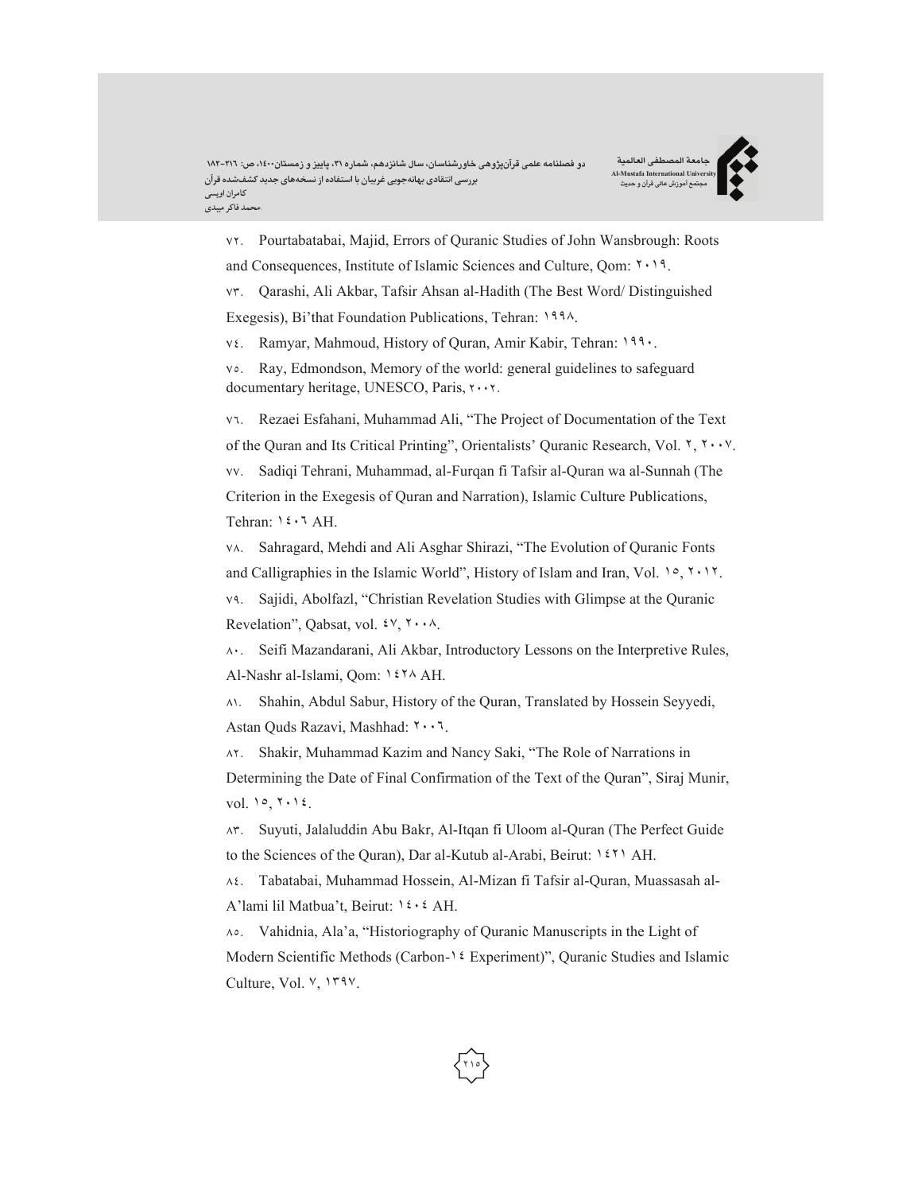٧٢. Pourtabatabai, Majid, Errors of Quranic Studies of John Wansbrough: Roots and Consequences, Institute of Islamic Sciences and Culture, Qom: ٢٠١٩.

٧٣. Qarashi, Ali Akbar, Tafsir Ahsan al-Hadith (The Best Word/ Distinguished Exegesis), Bi'that Foundation Publications, Tehran: ١٩٩٨.

٧٤. Ramyar, Mahmoud, History of Quran, Amir Kabir, Tehran: ١٩٩٠.

٧٥. Ray, Edmondson, Memory of the world: general guidelines to safeguard documentary heritage, UNESCO, Paris, ٢٠٠٢.

٧٦. Rezaei Esfahani, Muhammad Ali, "The Project of Documentation of the Text of the Quran and Its Critical Printing", Orientalists' Quranic Research, Vol. ٢, ٢٠٠٧.

٧٧. Sadiqi Tehrani, Muhammad, al-Furqan fi Tafsir al-Quran wa al-Sunnah (The Criterion in the Exegesis of Quran and Narration), Islamic Culture Publications, Tehran: ١٤٠٦ AH.

٧٨. Sahragard, Mehdi and Ali Asghar Shirazi, "The Evolution of Quranic Fonts and Calligraphies in the Islamic World", History of Islam and Iran, Vol. ١٥, ٢٠١٢.

٧٩. Sajidi, Abolfazl, "Christian Revelation Studies with Glimpse at the Quranic Revelation", Qabsat, vol. ٤٧, ٢٠٠٨.

٨٠. Seifi Mazandarani, Ali Akbar, Introductory Lessons on the Interpretive Rules, Al-Nashr al-Islami, Qom: ١٤٢٨ AH.

٨١. Shahin, Abdul Sabur, History of the Quran, Translated by Hossein Seyyedi, Astan Quds Razavi, Mashhad: ٢٠٠٦.

٨٢. Shakir, Muhammad Kazim and Nancy Saki, "The Role of Narrations in Determining the Date of Final Confirmation of the Text of the Quran", Siraj Munir, vol. ١٥, ٢٠١٤.

٨٣. Suyuti, Jalaluddin Abu Bakr, Al-Itqan fi Uloom al-Quran (The Perfect Guide to the Sciences of the Quran), Dar al-Kutub al-Arabi, Beirut: ١٤٢١ AH.

٨٤. Tabatabai, Muhammad Hossein, Al-Mizan fi Tafsir al-Quran, Muassasah al-A'lami lil Matbua't, Beirut: ١٤٠٤ AH.

٨٥. Vahidnia, Ala'a, "Historiography of Quranic Manuscripts in the Light of Modern Scientific Methods (Carbon-١٤ Experiment)", Quranic Studies and Islamic Culture, Vol. ٧, ١٣٩٧.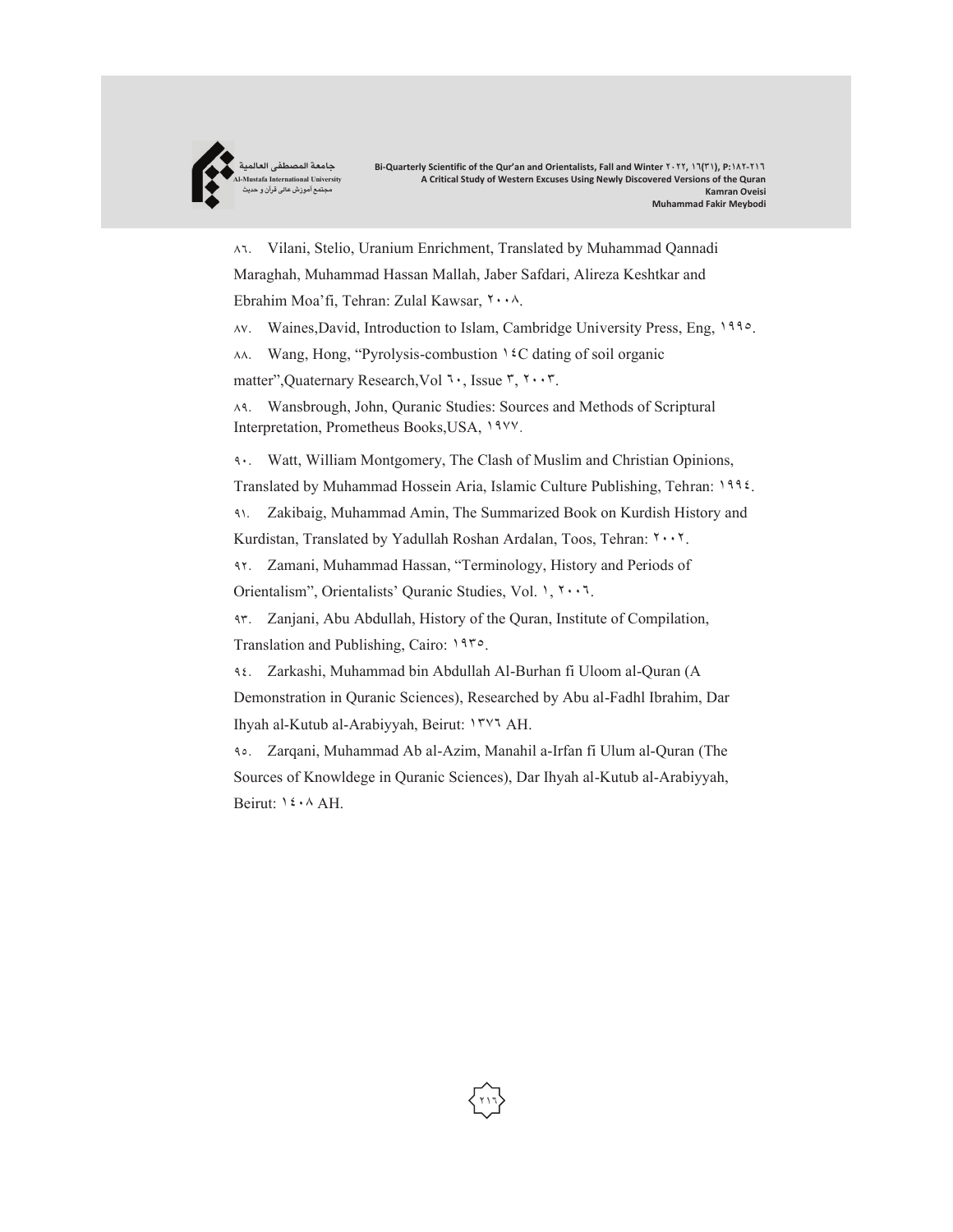٨٦. Vilani, Stelio, Uranium Enrichment, Translated by Muhammad Qannadi Maraghah, Muhammad Hassan Mallah, Jaber Safdari, Alireza Keshtkar and Ebrahim Moa'fi, Tehran: Zulal Kawsar, ٢٠٠٨.

٨٧. Waines,David, Introduction to Islam, Cambridge University Press, Eng, ١٩٩٥.

٨٨. Wang, Hong, "Pyrolysis-combustion ١٤C dating of soil organic matter",Quaternary Research,Vol ٦٠, Issue ٣, ٢٠٠٣.

٨٩. Wansbrough, John, Quranic Studies: Sources and Methods of Scriptural Interpretation, Prometheus Books,USA, ١٩٧٧.

٩٠. Watt, William Montgomery, The Clash of Muslim and Christian Opinions, Translated by Muhammad Hossein Aria, Islamic Culture Publishing, Tehran: ١٩٩٤.

٩١. Zakibaig, Muhammad Amin, The Summarized Book on Kurdish History and Kurdistan, Translated by Yadullah Roshan Ardalan, Toos, Tehran: ٢٠٠٢.

٩٢. Zamani, Muhammad Hassan, "Terminology, History and Periods of Orientalism", Orientalists' Quranic Studies, Vol. ١, ٢٠٠٦.

٩٣. Zanjani, Abu Abdullah, History of the Quran, Institute of Compilation, Translation and Publishing, Cairo: ١٩٣٥.

٩٤. Zarkashi, Muhammad bin Abdullah Al-Burhan fi Uloom al-Quran (A Demonstration in Quranic Sciences), Researched by Abu al-Fadhl Ibrahim, Dar Ihyah al-Kutub al-Arabiyyah, Beirut: ١٣٧٦ AH.

٩٥. Zarqani, Muhammad Ab al-Azim, Manahil a-Irfan fi Ulum al-Quran (The Sources of Knowldege in Quranic Sciences), Dar Ihyah al-Kutub al-Arabiyyah, Beirut: ١٤٠٨ AH.